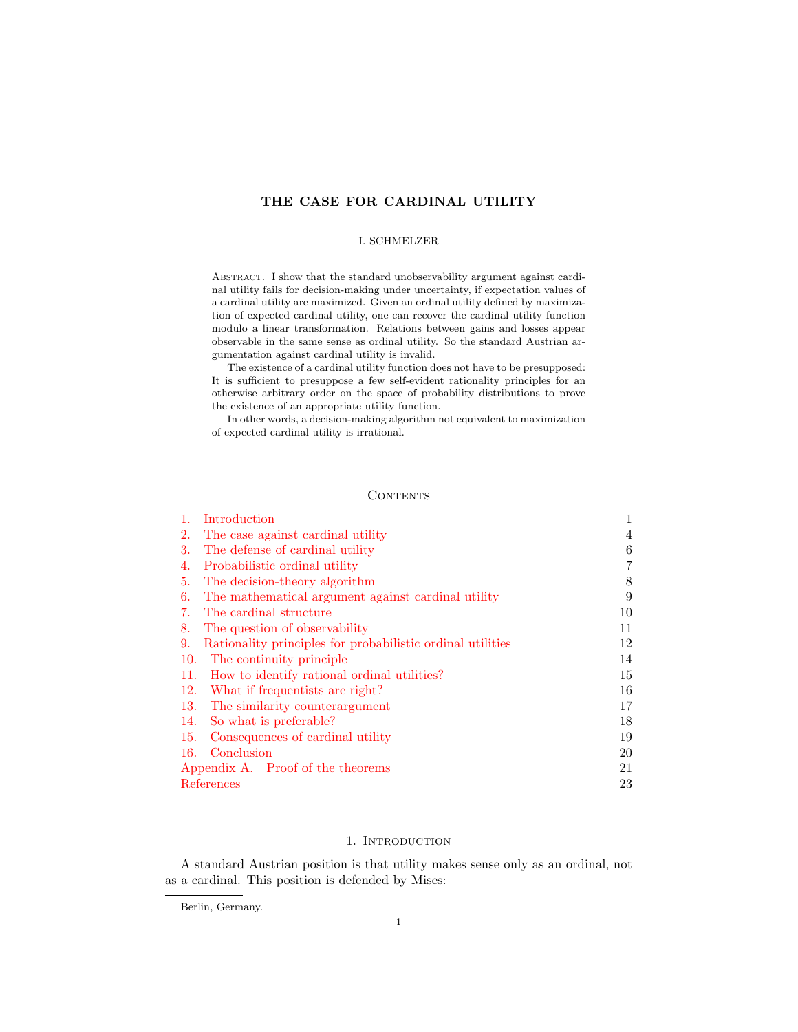# THE CASE FOR CARDINAL UTILITY

I. SCHMELZER

Abstract. I show that the standard unobservability argument against cardinal utility fails for decision-making under uncertainty, if expectation values of a cardinal utility are maximized. Given an ordinal utility defined by maximization of expected cardinal utility, one can recover the cardinal utility function modulo a linear transformation. Relations between gains and losses appear observable in the same sense as ordinal utility. So the standard Austrian argumentation against cardinal utility is invalid.

The existence of a cardinal utility function does not have to be presupposed: It is sufficient to presuppose a few self-evident rationality principles for an otherwise arbitrary order on the space of probability distributions to prove the existence of an appropriate utility function.

In other words, a decision-making algorithm not equivalent to maximization of expected cardinal utility is irrational.

## Contents

| | | |
|---|---|---|
| 1. | Introduction | 1 |
| 2. | The case against cardinal utility | 4 |
| 3. | The defense of cardinal utility | 6 |
| 4. | Probabilistic ordinal utility | 7 |
| 5. | The decision-theory algorithm | 8 |
| 6. | The mathematical argument against cardinal utility | 9 |
| 7. | The cardinal structure | 10 |
| 8. | The question of observability | 11 |
| 9. | Rationality principles for probabilistic ordinal utilities | 12 |
| 10. | The continuity principle | 14 |
| 11. | How to identify rational ordinal utilities? | 15 |
| 12. | What if frequentists are right? | 16 |
| 13. | The similarity counterargument | 17 |
| 14. | So what is preferable? | 18 |
| 15. | Consequences of cardinal utility | 19 |
| 16. | Conclusion | 20 |
| Appendix A. | Proof of the theorems | 21 |
| References | | 23 |

## 1. Introduction

A standard Austrian position is that utility makes sense only as an ordinal, not as a cardinal. This position is defended by Mises:

Berlin, Germany.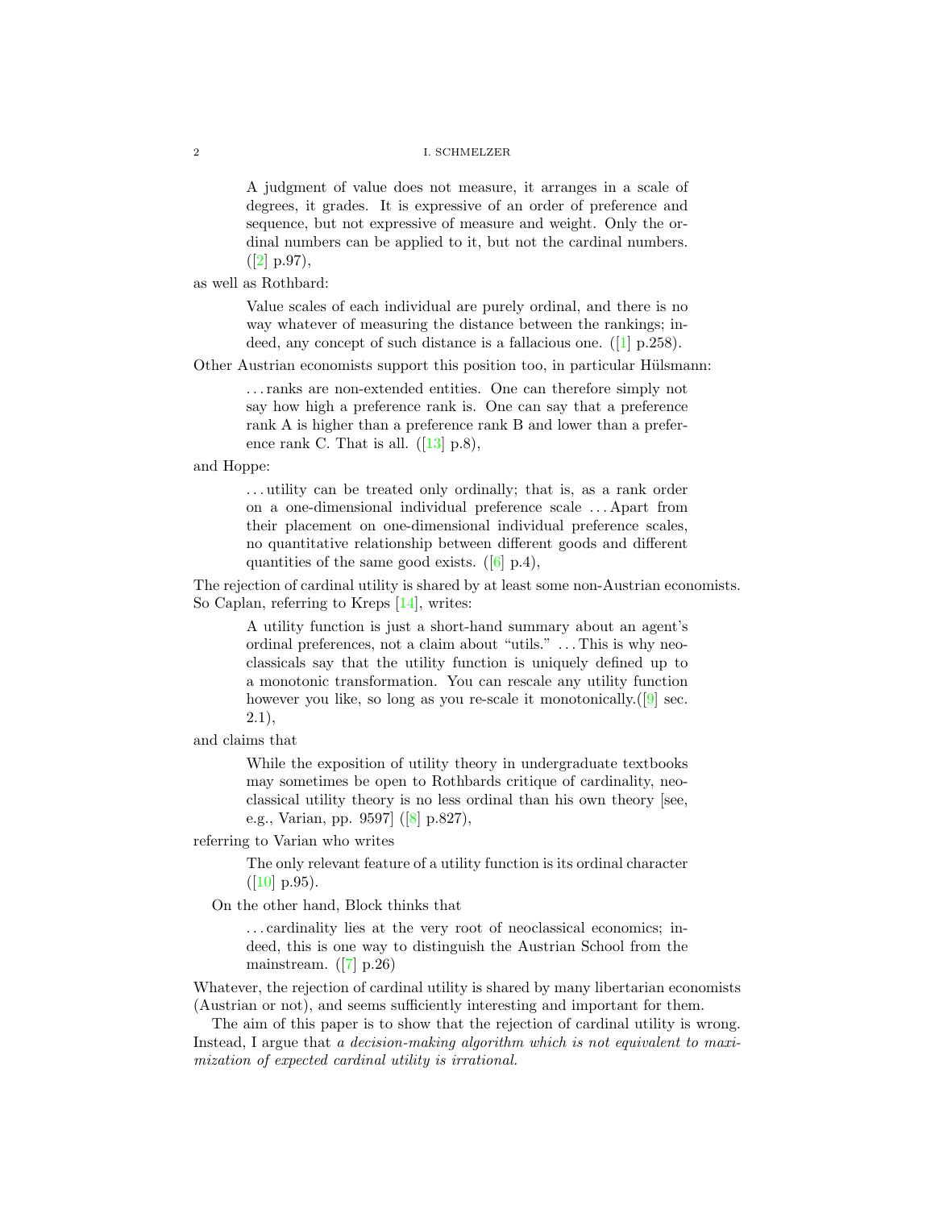> A judgment of value does not measure, it arranges in a scale of degrees, it grades. It is expressive of an order of preference and sequence, but not expressive of measure and weight. Only the ordinal numbers can be applied to it, but not the cardinal numbers. ([2] p.97),

as well as Rothbard:

> Value scales of each individual are purely ordinal, and there is no way whatever of measuring the distance between the rankings; indeed, any concept of such distance is a fallacious one. ([1] p.258).

Other Austrian economists support this position too, in particular Hülsmann:

> . . . ranks are non-extended entities. One can therefore simply not say how high a preference rank is. One can say that a preference rank A is higher than a preference rank B and lower than a preference rank C. That is all. ([13] p.8),

and Hoppe:

> . . . utility can be treated only ordinally; that is, as a rank order on a one-dimensional individual preference scale . . . Apart from their placement on one-dimensional individual preference scales, no quantitative relationship between different goods and different quantities of the same good exists. ([6] p.4),

The rejection of cardinal utility is shared by at least some non-Austrian economists. So Caplan, referring to Kreps [14], writes:

> A utility function is just a short-hand summary about an agent's ordinal preferences, not a claim about "utils." . . . This is why neoclassicals say that the utility function is uniquely defined up to a monotonic transformation. You can rescale any utility function however you like, so long as you re-scale it monotonically.([9] sec. 2.1),

and claims that

> While the exposition of utility theory in undergraduate textbooks may sometimes be open to Rothbards critique of cardinality, neoclassical utility theory is no less ordinal than his own theory [see, e.g., Varian, pp. 9597] ([8] p.827),

referring to Varian who writes

> The only relevant feature of a utility function is its ordinal character ([10] p.95).

On the other hand, Block thinks that

> . . . cardinality lies at the very root of neoclassical economics; indeed, this is one way to distinguish the Austrian School from the mainstream. ([7] p.26)

Whatever, the rejection of cardinal utility is shared by many libertarian economists (Austrian or not), and seems sufficiently interesting and important for them.

The aim of this paper is to show that the rejection of cardinal utility is wrong. Instead, I argue that *a decision-making algorithm which is not equivalent to maximization of expected cardinal utility is irrational.*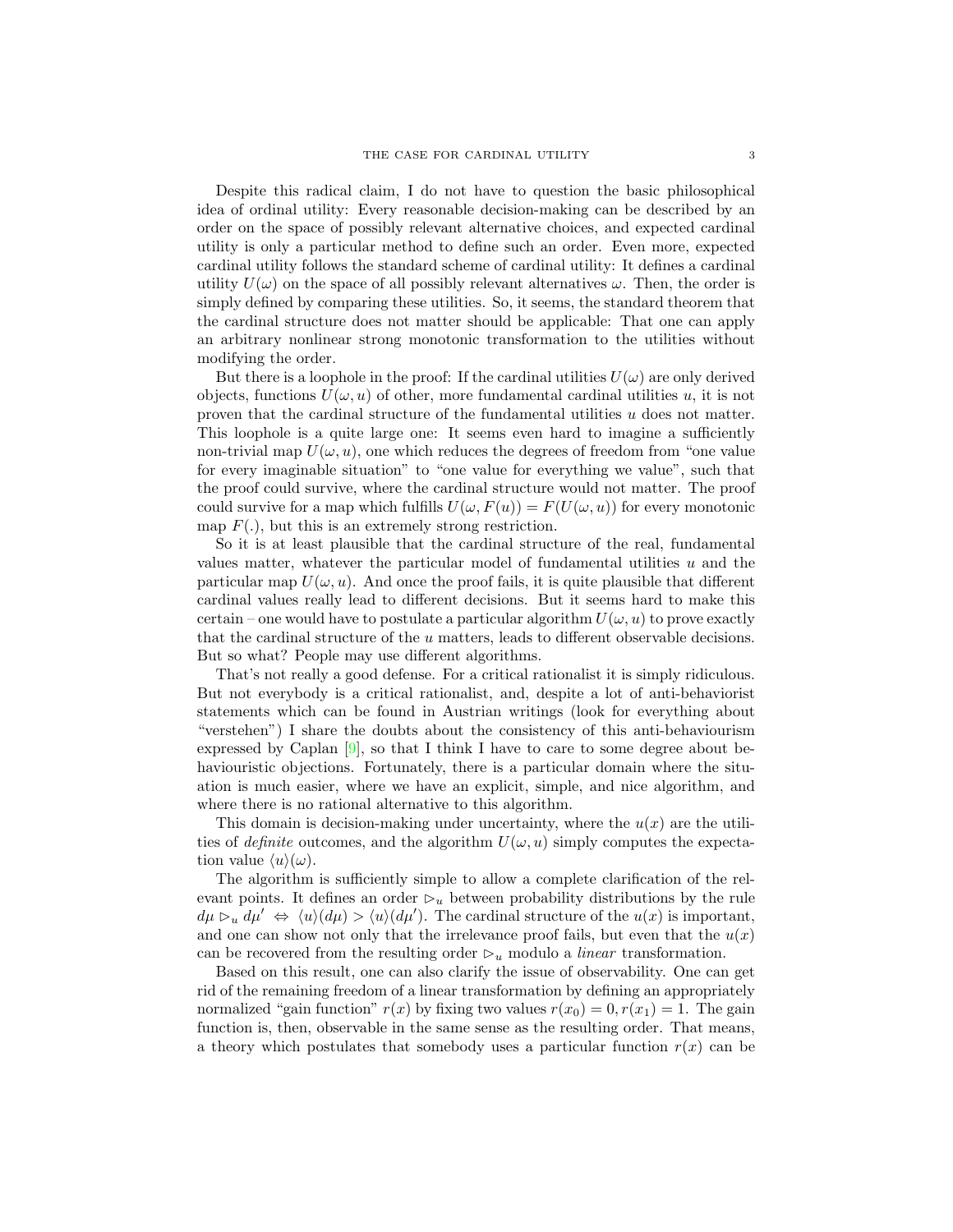Despite this radical claim, I do not have to question the basic philosophical idea of ordinal utility: Every reasonable decision-making can be described by an order on the space of possibly relevant alternative choices, and expected cardinal utility is only a particular method to define such an order. Even more, expected cardinal utility follows the standard scheme of cardinal utility: It defines a cardinal utility $U(\omega)$ on the space of all possibly relevant alternatives $\omega$. Then, the order is simply defined by comparing these utilities. So, it seems, the standard theorem that the cardinal structure does not matter should be applicable: That one can apply an arbitrary nonlinear strong monotonic transformation to the utilities without modifying the order.

But there is a loophole in the proof: If the cardinal utilities $U(\omega)$ are only derived objects, functions $U(\omega, u)$ of other, more fundamental cardinal utilities $u$, it is not proven that the cardinal structure of the fundamental utilities $u$ does not matter. This loophole is a quite large one: It seems even hard to imagine a sufficiently non-trivial map $U(\omega, u)$, one which reduces the degrees of freedom from "one value for every imaginable situation" to "one value for everything we value", such that the proof could survive, where the cardinal structure would not matter. The proof could survive for a map which fulfills $U(\omega, F(u)) = F(U(\omega, u))$ for every monotonic map $F(.)$, but this is an extremely strong restriction.

So it is at least plausible that the cardinal structure of the real, fundamental values matter, whatever the particular model of fundamental utilities $u$ and the particular map $U(\omega, u)$. And once the proof fails, it is quite plausible that different cardinal values really lead to different decisions. But it seems hard to make this certain – one would have to postulate a particular algorithm $U(\omega, u)$ to prove exactly that the cardinal structure of the $u$ matters, leads to different observable decisions. But so what? People may use different algorithms.

That's not really a good defense. For a critical rationalist it is simply ridiculous. But not everybody is a critical rationalist, and, despite a lot of anti-behaviorist statements which can be found in Austrian writings (look for everything about "verstehen") I share the doubts about the consistency of this anti-behaviourism expressed by Caplan [9], so that I think I have to care to some degree about behaviouristic objections. Fortunately, there is a particular domain where the situation is much easier, where we have an explicit, simple, and nice algorithm, and where there is no rational alternative to this algorithm.

This domain is decision-making under uncertainty, where the $u(x)$ are the utilities of *definite* outcomes, and the algorithm $U(\omega, u)$ simply computes the expectation value $\langle u\rangle(\omega)$.

The algorithm is sufficiently simple to allow a complete clarification of the relevant points. It defines an order $\rhd_u$ between probability distributions by the rule $d\mu \rhd_u d\mu' \Leftrightarrow \langle u\rangle(d\mu) > \langle u\rangle(d\mu')$. The cardinal structure of the $u(x)$ is important, and one can show not only that the irrelevance proof fails, but even that the $u(x)$ can be recovered from the resulting order $\rhd_u$ modulo a *linear* transformation.

Based on this result, one can also clarify the issue of observability. One can get rid of the remaining freedom of a linear transformation by defining an appropriately normalized "gain function" $r(x)$ by fixing two values $r(x_0) = 0, r(x_1) = 1$. The gain function is, then, observable in the same sense as the resulting order. That means, a theory which postulates that somebody uses a particular function $r(x)$ can be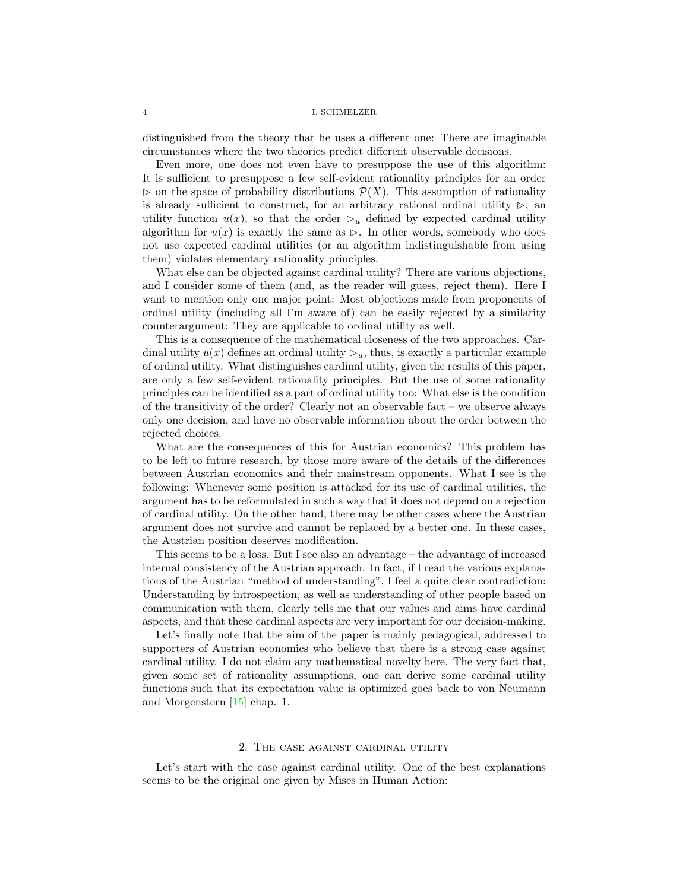distinguished from the theory that he uses a different one: There are imaginable circumstances where the two theories predict different observable decisions.

Even more, one does not even have to presuppose the use of this algorithm: It is sufficient to presuppose a few self-evident rationality principles for an order $\triangleright$ on the space of probability distributions $\mathcal{P}(X)$. This assumption of rationality is already sufficient to construct, for an arbitrary rational ordinal utility $\triangleright$, an utility function $u(x)$, so that the order $\triangleright_u$ defined by expected cardinal utility algorithm for $u(x)$ is exactly the same as $\triangleright$. In other words, somebody who does not use expected cardinal utilities (or an algorithm indistinguishable from using them) violates elementary rationality principles.

What else can be objected against cardinal utility? There are various objections, and I consider some of them (and, as the reader will guess, reject them). Here I want to mention only one major point: Most objections made from proponents of ordinal utility (including all I'm aware of) can be easily rejected by a similarity counterargument: They are applicable to ordinal utility as well.

This is a consequence of the mathematical closeness of the two approaches. Cardinal utility $u(x)$ defines an ordinal utility $\triangleright_u$, thus, is exactly a particular example of ordinal utility. What distinguishes cardinal utility, given the results of this paper, are only a few self-evident rationality principles. But the use of some rationality principles can be identified as a part of ordinal utility too: What else is the condition of the transitivity of the order? Clearly not an observable fact – we observe always only one decision, and have no observable information about the order between the rejected choices.

What are the consequences of this for Austrian economics? This problem has to be left to future research, by those more aware of the details of the differences between Austrian economics and their mainstream opponents. What I see is the following: Whenever some position is attacked for its use of cardinal utilities, the argument has to be reformulated in such a way that it does not depend on a rejection of cardinal utility. On the other hand, there may be other cases where the Austrian argument does not survive and cannot be replaced by a better one. In these cases, the Austrian position deserves modification.

This seems to be a loss. But I see also an advantage – the advantage of increased internal consistency of the Austrian approach. In fact, if I read the various explanations of the Austrian "method of understanding", I feel a quite clear contradiction: Understanding by introspection, as well as understanding of other people based on communication with them, clearly tells me that our values and aims have cardinal aspects, and that these cardinal aspects are very important for our decision-making.

Let's finally note that the aim of the paper is mainly pedagogical, addressed to supporters of Austrian economics who believe that there is a strong case against cardinal utility. I do not claim any mathematical novelty here. The very fact that, given some set of rationality assumptions, one can derive some cardinal utility functions such that its expectation value is optimized goes back to von Neumann and Morgenstern [15] chap. 1.

## 2. The case against cardinal utility

Let's start with the case against cardinal utility. One of the best explanations seems to be the original one given by Mises in Human Action: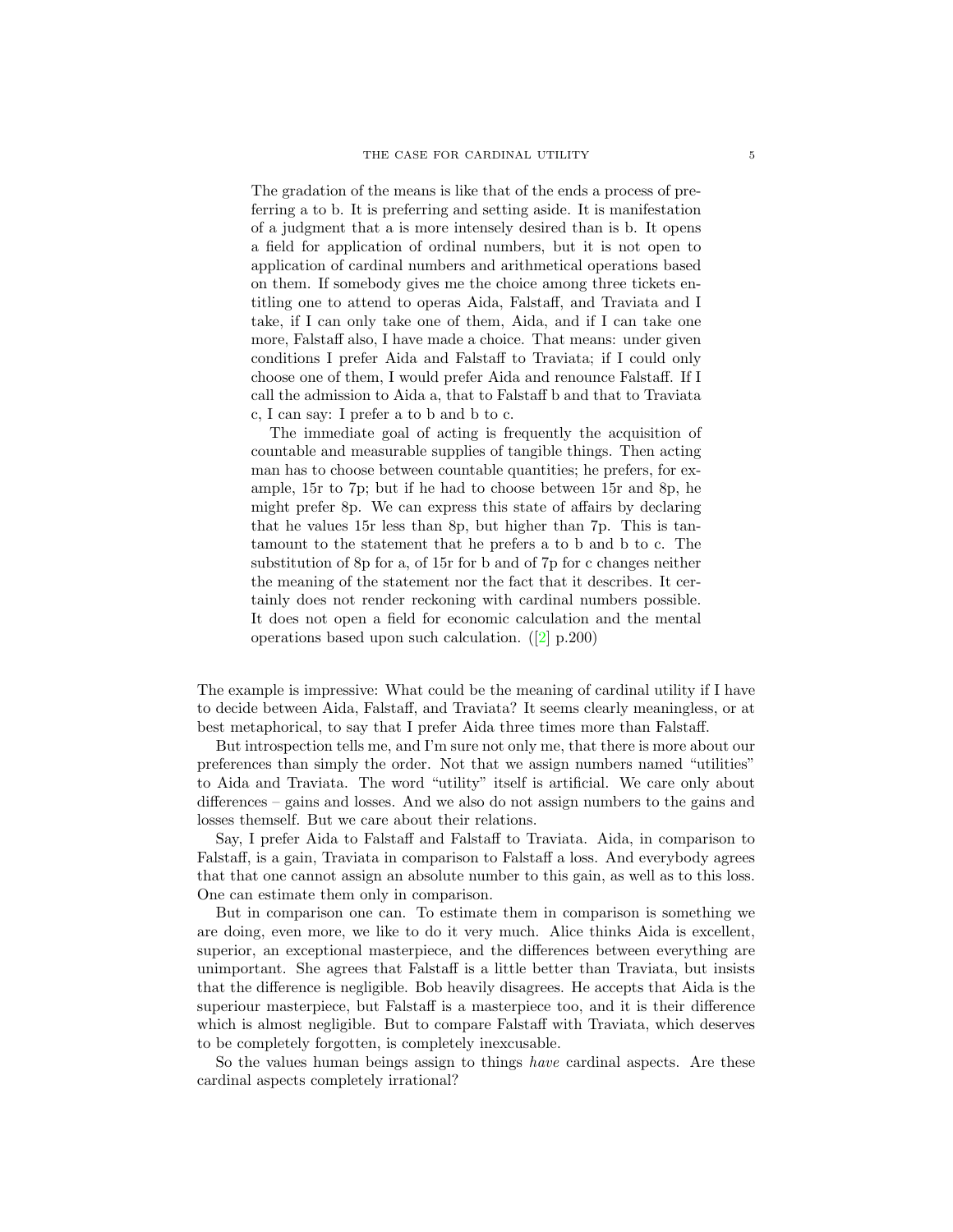> The gradation of the means is like that of the ends a process of preferring a to b. It is preferring and setting aside. It is manifestation of a judgment that a is more intensely desired than is b. It opens a field for application of ordinal numbers, but it is not open to application of cardinal numbers and arithmetical operations based on them. If somebody gives me the choice among three tickets entitling one to attend to operas Aida, Falstaff, and Traviata and I take, if I can only take one of them, Aida, and if I can take one more, Falstaff also, I have made a choice. That means: under given conditions I prefer Aida and Falstaff to Traviata; if I could only choose one of them, I would prefer Aida and renounce Falstaff. If I call the admission to Aida a, that to Falstaff b and that to Traviata c, I can say: I prefer a to b and b to c.
>
> The immediate goal of acting is frequently the acquisition of countable and measurable supplies of tangible things. Then acting man has to choose between countable quantities; he prefers, for example, 15r to 7p; but if he had to choose between 15r and 8p, he might prefer 8p. We can express this state of affairs by declaring that he values 15r less than 8p, but higher than 7p. This is tantamount to the statement that he prefers a to b and b to c. The substitution of 8p for a, of 15r for b and of 7p for c changes neither the meaning of the statement nor the fact that it describes. It certainly does not render reckoning with cardinal numbers possible. It does not open a field for economic calculation and the mental operations based upon such calculation. ([2] p.200)

The example is impressive: What could be the meaning of cardinal utility if I have to decide between Aida, Falstaff, and Traviata? It seems clearly meaningless, or at best metaphorical, to say that I prefer Aida three times more than Falstaff.

But introspection tells me, and I'm sure not only me, that there is more about our preferences than simply the order. Not that we assign numbers named "utilities" to Aida and Traviata. The word "utility" itself is artificial. We care only about differences – gains and losses. And we also do not assign numbers to the gains and losses themself. But we care about their relations.

Say, I prefer Aida to Falstaff and Falstaff to Traviata. Aida, in comparison to Falstaff, is a gain, Traviata in comparison to Falstaff a loss. And everybody agrees that that one cannot assign an absolute number to this gain, as well as to this loss. One can estimate them only in comparison.

But in comparison one can. To estimate them in comparison is something we are doing, even more, we like to do it very much. Alice thinks Aida is excellent, superior, an exceptional masterpiece, and the differences between everything are unimportant. She agrees that Falstaff is a little better than Traviata, but insists that the difference is negligible. Bob heavily disagrees. He accepts that Aida is the superiour masterpiece, but Falstaff is a masterpiece too, and it is their difference which is almost negligible. But to compare Falstaff with Traviata, which deserves to be completely forgotten, is completely inexcusable.

So the values human beings assign to things *have* cardinal aspects. Are these cardinal aspects completely irrational?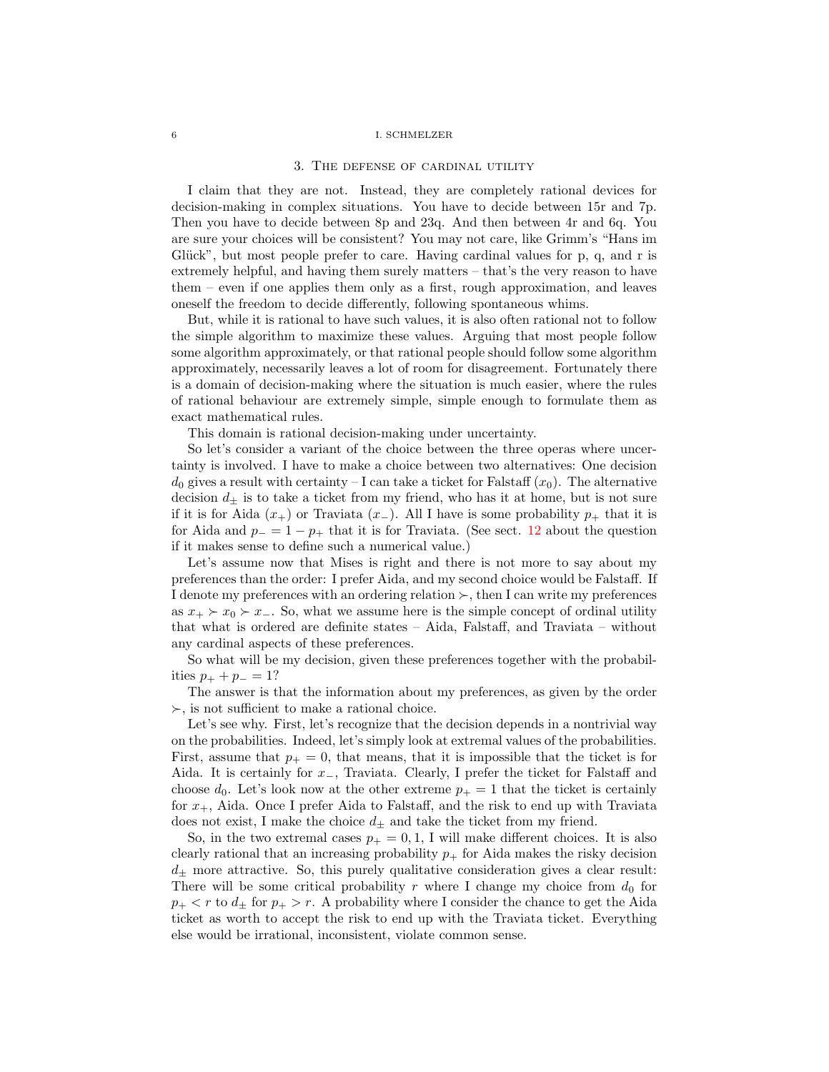## 3. The defense of cardinal utility

I claim that they are not. Instead, they are completely rational devices for decision-making in complex situations. You have to decide between 15r and 7p. Then you have to decide between 8p and 23q. And then between 4r and 6q. You are sure your choices will be consistent? You may not care, like Grimm's "Hans im Glück", but most people prefer to care. Having cardinal values for p, q, and r is extremely helpful, and having them surely matters – that's the very reason to have them – even if one applies them only as a first, rough approximation, and leaves oneself the freedom to decide differently, following spontaneous whims.

But, while it is rational to have such values, it is also often rational not to follow the simple algorithm to maximize these values. Arguing that most people follow some algorithm approximately, or that rational people should follow some algorithm approximately, necessarily leaves a lot of room for disagreement. Fortunately there is a domain of decision-making where the situation is much easier, where the rules of rational behaviour are extremely simple, simple enough to formulate them as exact mathematical rules.

This domain is rational decision-making under uncertainty.

So let's consider a variant of the choice between the three operas where uncertainty is involved. I have to make a choice between two alternatives: One decision $d_0$ gives a result with certainty – I can take a ticket for Falstaff ($x_0$). The alternative decision $d_\pm$ is to take a ticket from my friend, who has it at home, but is not sure if it is for Aida ($x_+$) or Traviata ($x_-$). All I have is some probability $p_+$ that it is for Aida and $p_- = 1 - p_+$ that it is for Traviata. (See sect. 12 about the question if it makes sense to define such a numerical value.)

Let's assume now that Mises is right and there is not more to say about my preferences than the order: I prefer Aida, and my second choice would be Falstaff. If I denote my preferences with an ordering relation $\succ$, then I can write my preferences as $x_+ \succ x_0 \succ x_-$. So, what we assume here is the simple concept of ordinal utility that what is ordered are definite states – Aida, Falstaff, and Traviata – without any cardinal aspects of these preferences.

So what will be my decision, given these preferences together with the probabilities $p_+ + p_- = 1$?

The answer is that the information about my preferences, as given by the order $\succ$, is not sufficient to make a rational choice.

Let's see why. First, let's recognize that the decision depends in a nontrivial way on the probabilities. Indeed, let's simply look at extremal values of the probabilities. First, assume that $p_+ = 0$, that means, that it is impossible that the ticket is for Aida. It is certainly for $x_-$, Traviata. Clearly, I prefer the ticket for Falstaff and choose $d_0$. Let's look now at the other extreme $p_+ = 1$ that the ticket is certainly for $x_+$, Aida. Once I prefer Aida to Falstaff, and the risk to end up with Traviata does not exist, I make the choice $d_\pm$ and take the ticket from my friend.

So, in the two extremal cases $p_+ = 0, 1$, I will make different choices. It is also clearly rational that an increasing probability $p_+$ for Aida makes the risky decision $d_\pm$ more attractive. So, this purely qualitative consideration gives a clear result: There will be some critical probability $r$ where I change my choice from $d_0$ for $p_+ < r$ to $d_\pm$ for $p_+ > r$. A probability where I consider the chance to get the Aida ticket as worth to accept the risk to end up with the Traviata ticket. Everything else would be irrational, inconsistent, violate common sense.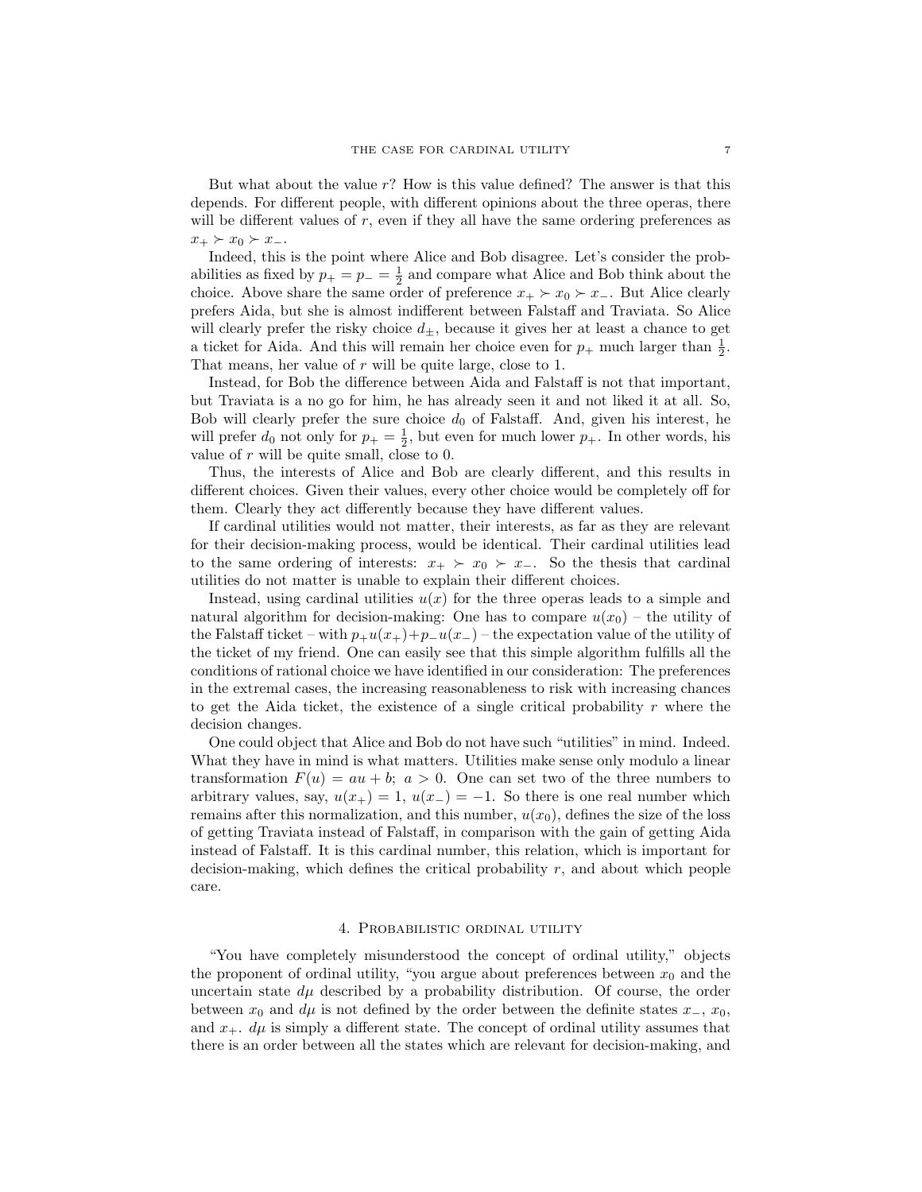But what about the value $r$? How is this value defined? The answer is that this depends. For different people, with different opinions about the three operas, there will be different values of $r$, even if they all have the same ordering preferences as $x_+ \succ x_0 \succ x_-$.

Indeed, this is the point where Alice and Bob disagree. Let's consider the probabilities as fixed by $p_+ = p_- = \frac{1}{2}$ and compare what Alice and Bob think about the choice. Above share the same order of preference $x_+ \succ x_0 \succ x_-$. But Alice clearly prefers Aida, but she is almost indifferent between Falstaff and Traviata. So Alice will clearly prefer the risky choice $d_\pm$, because it gives her at least a chance to get a ticket for Aida. And this will remain her choice even for $p_+$ much larger than $\frac{1}{2}$. That means, her value of $r$ will be quite large, close to 1.

Instead, for Bob the difference between Aida and Falstaff is not that important, but Traviata is a no go for him, he has already seen it and not liked it at all. So, Bob will clearly prefer the sure choice $d_0$ of Falstaff. And, given his interest, he will prefer $d_0$ not only for $p_+ = \frac{1}{2}$, but even for much lower $p_+$. In other words, his value of $r$ will be quite small, close to 0.

Thus, the interests of Alice and Bob are clearly different, and this results in different choices. Given their values, every other choice would be completely off for them. Clearly they act differently because they have different values.

If cardinal utilities would not matter, their interests, as far as they are relevant for their decision-making process, would be identical. Their cardinal utilities lead to the same ordering of interests: $x_+ \succ x_0 \succ x_-$. So the thesis that cardinal utilities do not matter is unable to explain their different choices.

Instead, using cardinal utilities $u(x)$ for the three operas leads to a simple and natural algorithm for decision-making: One has to compare $u(x_0)$ – the utility of the Falstaff ticket – with $p_+u(x_+)+p_-u(x_-)$ – the expectation value of the utility of the ticket of my friend. One can easily see that this simple algorithm fulfills all the conditions of rational choice we have identified in our consideration: The preferences in the extremal cases, the increasing reasonableness to risk with increasing chances to get the Aida ticket, the existence of a single critical probability $r$ where the decision changes.

One could object that Alice and Bob do not have such "utilities" in mind. Indeed. What they have in mind is what matters. Utilities make sense only modulo a linear transformation $F(u) = au + b$; $a > 0$. One can set two of the three numbers to arbitrary values, say, $u(x_+) = 1$, $u(x_-) = -1$. So there is one real number which remains after this normalization, and this number, $u(x_0)$, defines the size of the loss of getting Traviata instead of Falstaff, in comparison with the gain of getting Aida instead of Falstaff. It is this cardinal number, this relation, which is important for decision-making, which defines the critical probability $r$, and about which people care.

## 4. Probabilistic ordinal utility

"You have completely misunderstood the concept of ordinal utility," objects the proponent of ordinal utility, "you argue about preferences between $x_0$ and the uncertain state $d\mu$ described by a probability distribution. Of course, the order between $x_0$ and $d\mu$ is not defined by the order between the definite states $x_-$, $x_0$, and $x_+$. $d\mu$ is simply a different state. The concept of ordinal utility assumes that there is an order between all the states which are relevant for decision-making, and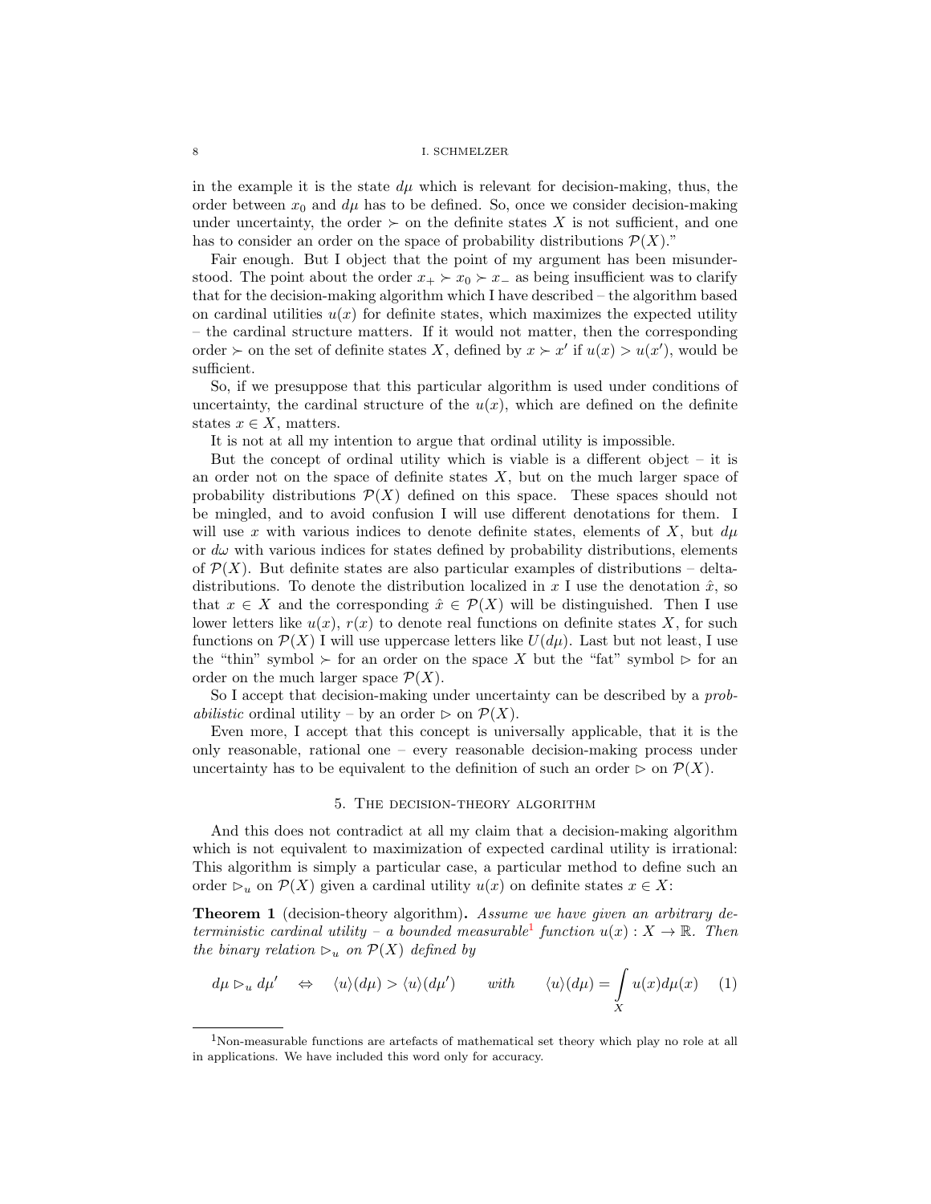in the example it is the state $d\mu$ which is relevant for decision-making, thus, the order between $x_0$ and $d\mu$ has to be defined. So, once we consider decision-making under uncertainty, the order $\succ$ on the definite states $X$ is not sufficient, and one has to consider an order on the space of probability distributions $\mathcal{P}(X)$."

Fair enough. But I object that the point of my argument has been misunderstood. The point about the order $x_+ \succ x_0 \succ x_-$ as being insufficient was to clarify that for the decision-making algorithm which I have described – the algorithm based on cardinal utilities $u(x)$ for definite states, which maximizes the expected utility – the cardinal structure matters. If it would not matter, then the corresponding order $\succ$ on the set of definite states $X$, defined by $x \succ x'$ if $u(x) > u(x')$, would be sufficient.

So, if we presuppose that this particular algorithm is used under conditions of uncertainty, the cardinal structure of the $u(x)$, which are defined on the definite states $x \in X$, matters.

It is not at all my intention to argue that ordinal utility is impossible.

But the concept of ordinal utility which is viable is a different object – it is an order not on the space of definite states $X$, but on the much larger space of probability distributions $\mathcal{P}(X)$ defined on this space. These spaces should not be mingled, and to avoid confusion I will use different denotations for them. I will use $x$ with various indices to denote definite states, elements of $X$, but $d\mu$ or $d\omega$ with various indices for states defined by probability distributions, elements of $\mathcal{P}(X)$. But definite states are also particular examples of distributions – delta-distributions. To denote the distribution localized in $x$ I use the denotation $\hat{x}$, so that $x \in X$ and the corresponding $\hat{x} \in \mathcal{P}(X)$ will be distinguished. Then I use lower letters like $u(x)$, $r(x)$ to denote real functions on definite states $X$, for such functions on $\mathcal{P}(X)$ I will use uppercase letters like $U(d\mu)$. Last but not least, I use the "thin" symbol $\succ$ for an order on the space $X$ but the "fat" symbol $\rhd$ for an order on the much larger space $\mathcal{P}(X)$.

So I accept that decision-making under uncertainty can be described by a *probabilistic* ordinal utility – by an order $\rhd$ on $\mathcal{P}(X)$.

Even more, I accept that this concept is universally applicable, that it is the only reasonable, rational one – every reasonable decision-making process under uncertainty has to be equivalent to the definition of such an order $\rhd$ on $\mathcal{P}(X)$.

## 5. The decision-theory algorithm

And this does not contradict at all my claim that a decision-making algorithm which is not equivalent to maximization of expected cardinal utility is irrational: This algorithm is simply a particular case, a particular method to define such an order $\rhd_u$ on $\mathcal{P}(X)$ given a cardinal utility $u(x)$ on definite states $x \in X$:

**Theorem 1** (decision-theory algorithm)**.** *Assume we have given an arbitrary deterministic cardinal utility – a bounded measurable*[1] *function $u(x) : X \to \mathbb{R}$. Then the binary relation $\rhd_u$ on $\mathcal{P}(X)$ defined by*

$$d\mu \rhd_u d\mu' \quad \Leftrightarrow \quad \langle u\rangle(d\mu) > \langle u\rangle(d\mu') \qquad \textit{with} \qquad \langle u\rangle(d\mu) = \int_X u(x)d\mu(x) \quad (1)$$

[1] Non-measurable functions are artefacts of mathematical set theory which play no role at all in applications. We have included this word only for accuracy.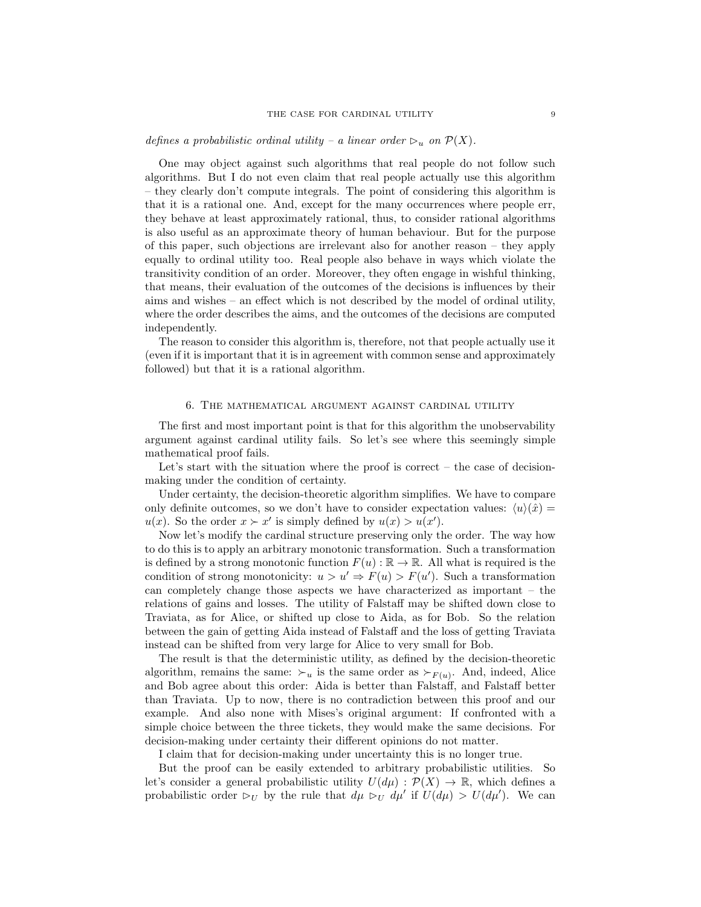*defines a probabilistic ordinal utility – a linear order $\rhd_u$ on $\mathcal{P}(X)$.*

One may object against such algorithms that real people do not follow such algorithms. But I do not even claim that real people actually use this algorithm – they clearly don't compute integrals. The point of considering this algorithm is that it is a rational one. And, except for the many occurrences where people err, they behave at least approximately rational, thus, to consider rational algorithms is also useful as an approximate theory of human behaviour. But for the purpose of this paper, such objections are irrelevant also for another reason – they apply equally to ordinal utility too. Real people also behave in ways which violate the transitivity condition of an order. Moreover, they often engage in wishful thinking, that means, their evaluation of the outcomes of the decisions is influences by their aims and wishes – an effect which is not described by the model of ordinal utility, where the order describes the aims, and the outcomes of the decisions are computed independently.

The reason to consider this algorithm is, therefore, not that people actually use it (even if it is important that it is in agreement with common sense and approximately followed) but that it is a rational algorithm.

## 6. The mathematical argument against cardinal utility

The first and most important point is that for this algorithm the unobservability argument against cardinal utility fails. So let's see where this seemingly simple mathematical proof fails.

Let's start with the situation where the proof is correct – the case of decision-making under the condition of certainty.

Under certainty, the decision-theoretic algorithm simplifies. We have to compare only definite outcomes, so we don't have to consider expectation values: $\langle u\rangle(\hat{x}) = u(x)$. So the order $x \succ x'$ is simply defined by $u(x) > u(x')$.

Now let's modify the cardinal structure preserving only the order. The way how to do this is to apply an arbitrary monotonic transformation. Such a transformation is defined by a strong monotonic function $F(u) : \mathbb{R} \to \mathbb{R}$. All what is required is the condition of strong monotonicity: $u > u' \Rightarrow F(u) > F(u')$. Such a transformation can completely change those aspects we have characterized as important – the relations of gains and losses. The utility of Falstaff may be shifted down close to Traviata, as for Alice, or shifted up close to Aida, as for Bob. So the relation between the gain of getting Aida instead of Falstaff and the loss of getting Traviata instead can be shifted from very large for Alice to very small for Bob.

The result is that the deterministic utility, as defined by the decision-theoretic algorithm, remains the same: $\succ_u$ is the same order as $\succ_{F(u)}$. And, indeed, Alice and Bob agree about this order: Aida is better than Falstaff, and Falstaff better than Traviata. Up to now, there is no contradiction between this proof and our example. And also none with Mises's original argument: If confronted with a simple choice between the three tickets, they would make the same decisions. For decision-making under certainty their different opinions do not matter.

I claim that for decision-making under uncertainty this is no longer true.

But the proof can be easily extended to arbitrary probabilistic utilities. So let's consider a general probabilistic utility $U(d\mu) : \mathcal{P}(X) \to \mathbb{R}$, which defines a probabilistic order $\rhd_U$ by the rule that $d\mu \rhd_U d\mu'$ if $U(d\mu) > U(d\mu')$. We can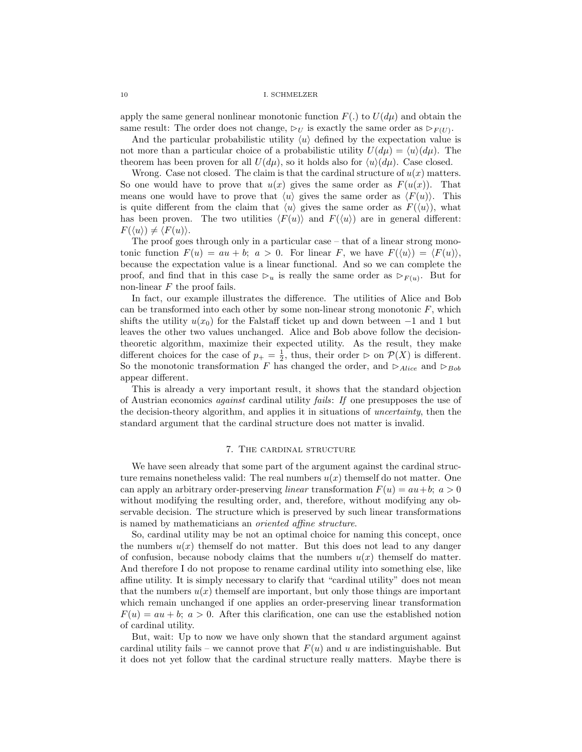apply the same general nonlinear monotonic function $F(.)$ to $U(d\mu)$ and obtain the same result: The order does not change, $\rhd_U$ is exactly the same order as $\rhd_{F(U)}$.

And the particular probabilistic utility $\langle u \rangle$ defined by the expectation value is not more than a particular choice of a probabilistic utility $U(d\mu) = \langle u \rangle(d\mu)$. The theorem has been proven for all $U(d\mu)$, so it holds also for $\langle u \rangle(d\mu)$. Case closed.

Wrong. Case not closed. The claim is that the cardinal structure of $u(x)$ matters. So one would have to prove that $u(x)$ gives the same order as $F(u(x))$. That means one would have to prove that $\langle u \rangle$ gives the same order as $\langle F(u) \rangle$. This is quite different from the claim that $\langle u \rangle$ gives the same order as $F(\langle u \rangle)$, what has been proven. The two utilities $\langle F(u) \rangle$ and $F(\langle u \rangle)$ are in general different: $F(\langle u \rangle) \neq \langle F(u) \rangle$.

The proof goes through only in a particular case – that of a linear strong monotonic function $F(u) = au + b;\ a > 0$. For linear $F$, we have $F(\langle u \rangle) = \langle F(u) \rangle$, because the expectation value is a linear functional. And so we can complete the proof, and find that in this case $\rhd_u$ is really the same order as $\rhd_{F(u)}$. But for non-linear $F$ the proof fails.

In fact, our example illustrates the difference. The utilities of Alice and Bob can be transformed into each other by some non-linear strong monotonic $F$, which shifts the utility $u(x_0)$ for the Falstaff ticket up and down between $-1$ and 1 but leaves the other two values unchanged. Alice and Bob above follow the decision-theoretic algorithm, maximize their expected utility. As the result, they make different choices for the case of $p_+ = \frac{1}{2}$, thus, their order $\rhd$ on $\mathcal{P}(X)$ is different. So the monotonic transformation $F$ has changed the order, and $\rhd_{Alice}$ and $\rhd_{Bob}$ appear different.

This is already a very important result, it shows that the standard objection of Austrian economics *against* cardinal utility *fails*: *If* one presupposes the use of the decision-theory algorithm, and applies it in situations of *uncertainty*, then the standard argument that the cardinal structure does not matter is invalid.

## 7. The cardinal structure

We have seen already that some part of the argument against the cardinal structure remains nonetheless valid: The real numbers $u(x)$ themself do not matter. One can apply an arbitrary order-preserving *linear* transformation $F(u) = au+b;\ a > 0$ without modifying the resulting order, and, therefore, without modifying any observable decision. The structure which is preserved by such linear transformations is named by mathematicians an *oriented affine structure*.

So, cardinal utility may be not an optimal choice for naming this concept, once the numbers $u(x)$ themself do not matter. But this does not lead to any danger of confusion, because nobody claims that the numbers $u(x)$ themself do matter. And therefore I do not propose to rename cardinal utility into something else, like affine utility. It is simply necessary to clarify that "cardinal utility" does not mean that the numbers $u(x)$ themself are important, but only those things are important which remain unchanged if one applies an order-preserving linear transformation $F(u) = au + b;\ a > 0$. After this clarification, one can use the established notion of cardinal utility.

But, wait: Up to now we have only shown that the standard argument against cardinal utility fails – we cannot prove that $F(u)$ and $u$ are indistinguishable. But it does not yet follow that the cardinal structure really matters. Maybe there is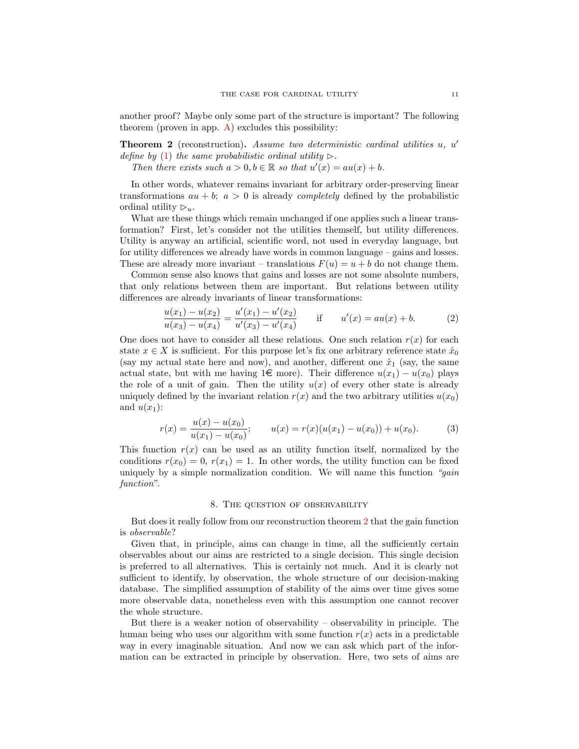another proof? Maybe only some part of the structure is important? The following theorem (proven in app. A) excludes this possibility:

**Theorem 2** (reconstruction)**.** *Assume two deterministic cardinal utilities $u$, $u'$ define by (1) the same probabilistic ordinal utility $\rhd$.*

*Then there exists such $a > 0, b \in \mathbb{R}$ so that $u'(x) = au(x) + b$.*

In other words, whatever remains invariant for arbitrary order-preserving linear transformations $au + b$; $a > 0$ is already *completely* defined by the probabilistic ordinal utility $\rhd_u$.

What are these things which remain unchanged if one applies such a linear transformation? First, let's consider not the utilities themself, but utility differences. Utility is anyway an artificial, scientific word, not used in everyday language, but for utility differences we already have words in common language – gains and losses. These are already more invariant – translations $F(u) = u + b$ do not change them.

Common sense also knows that gains and losses are not some absolute numbers, that only relations between them are important. But relations between utility differences are already invariants of linear transformations:

$$\frac{u(x_1) - u(x_2)}{u(x_3) - u(x_4)} = \frac{u'(x_1) - u'(x_2)}{u'(x_3) - u'(x_4)} \qquad \text{if} \qquad u'(x) = au(x) + b. \tag{2}$$

One does not have to consider all these relations. One such relation $r(x)$ for each state $x \in X$ is sufficient. For this purpose let's fix one arbitrary reference state $\hat{x}_0$ (say my actual state here and now), and another, different one $\hat{x}_1$ (say, the same actual state, but with me having 1€ more). Their difference $u(x_1) - u(x_0)$ plays the role of a unit of gain. Then the utility $u(x)$ of every other state is already uniquely defined by the invariant relation $r(x)$ and the two arbitrary utilities $u(x_0)$ and $u(x_1)$:

$$r(x) = \frac{u(x) - u(x_0)}{u(x_1) - u(x_0)}; \qquad u(x) = r(x)(u(x_1) - u(x_0)) + u(x_0). \tag{3}$$

This function $r(x)$ can be used as an utility function itself, normalized by the conditions $r(x_0) = 0$, $r(x_1) = 1$. In other words, the utility function can be fixed uniquely by a simple normalization condition. We will name this function *"gain function"*.

## 8. The question of observability

But does it really follow from our reconstruction theorem 2 that the gain function is *observable*?

Given that, in principle, aims can change in time, all the sufficiently certain observables about our aims are restricted to a single decision. This single decision is preferred to all alternatives. This is certainly not much. And it is clearly not sufficient to identify, by observation, the whole structure of our decision-making database. The simplified assumption of stability of the aims over time gives some more observable data, nonetheless even with this assumption one cannot recover the whole structure.

But there is a weaker notion of observability – observability in principle. The human being who uses our algorithm with some function $r(x)$ acts in a predictable way in every imaginable situation. And now we can ask which part of the information can be extracted in principle by observation. Here, two sets of aims are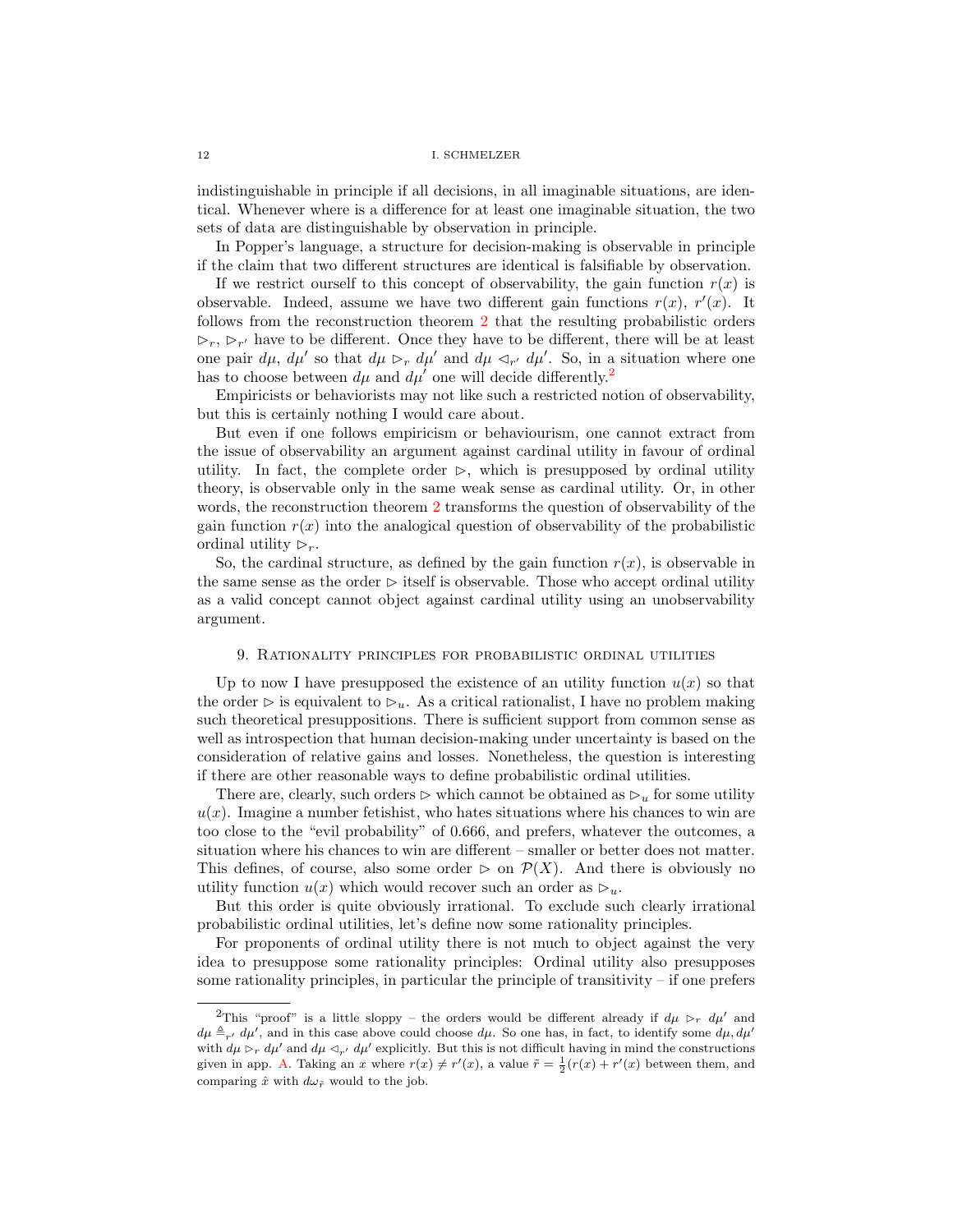indistinguishable in principle if all decisions, in all imaginable situations, are identical. Whenever where is a difference for at least one imaginable situation, the two sets of data are distinguishable by observation in principle.

In Popper's language, a structure for decision-making is observable in principle if the claim that two different structures are identical is falsifiable by observation.

If we restrict ourself to this concept of observability, the gain function $r(x)$ is observable. Indeed, assume we have two different gain functions $r(x)$, $r'(x)$. It follows from the reconstruction theorem 2 that the resulting probabilistic orders $\rhd_r$, $\rhd_{r'}$ have to be different. Once they have to be different, there will be at least one pair $d\mu$, $d\mu'$ so that $d\mu \rhd_r d\mu'$ and $d\mu \lhd_{r'} d\mu'$. So, in a situation where one has to choose between $d\mu$ and $d\mu'$ one will decide differently.[2]

Empiricists or behaviorists may not like such a restricted notion of observability, but this is certainly nothing I would care about.

But even if one follows empiricism or behaviourism, one cannot extract from the issue of observability an argument against cardinal utility in favour of ordinal utility. In fact, the complete order $\rhd$, which is presupposed by ordinal utility theory, is observable only in the same weak sense as cardinal utility. Or, in other words, the reconstruction theorem 2 transforms the question of observability of the gain function $r(x)$ into the analogical question of observability of the probabilistic ordinal utility $\rhd_r$.

So, the cardinal structure, as defined by the gain function $r(x)$, is observable in the same sense as the order $\rhd$ itself is observable. Those who accept ordinal utility as a valid concept cannot object against cardinal utility using an unobservability argument.

## 9. Rationality principles for probabilistic ordinal utilities

Up to now I have presupposed the existence of an utility function $u(x)$ so that the order $\rhd$ is equivalent to $\rhd_u$. As a critical rationalist, I have no problem making such theoretical presuppositions. There is sufficient support from common sense as well as introspection that human decision-making under uncertainty is based on the consideration of relative gains and losses. Nonetheless, the question is interesting if there are other reasonable ways to define probabilistic ordinal utilities.

There are, clearly, such orders $\rhd$ which cannot be obtained as $\rhd_u$ for some utility $u(x)$. Imagine a number fetishist, who hates situations where his chances to win are too close to the "evil probability" of 0.666, and prefers, whatever the outcomes, a situation where his chances to win are different – smaller or better does not matter. This defines, of course, also some order $\rhd$ on $\mathcal{P}(X)$. And there is obviously no utility function $u(x)$ which would recover such an order as $\rhd_u$.

But this order is quite obviously irrational. To exclude such clearly irrational probabilistic ordinal utilities, let's define now some rationality principles.

For proponents of ordinal utility there is not much to object against the very idea to presuppose some rationality principles: Ordinal utility also presupposes some rationality principles, in particular the principle of transitivity – if one prefers

---

[2] This "proof" is a little sloppy – the orders would be different already if $d\mu \rhd_r d\mu'$ and $d\mu \triangleq_{r'} d\mu'$, and in this case above could choose $d\mu$. So one has, in fact, to identify some $d\mu, d\mu'$ with $d\mu \rhd_r d\mu'$ and $d\mu \lhd_{r'} d\mu'$ explicitly. But this is not difficult having in mind the constructions given in app. A. Taking an $x$ where $r(x) \neq r'(x)$, a value $\tilde{r} = \frac{1}{2}(r(x) + r'(x)$ between them, and comparing $\hat{x}$ with $d\omega_{\tilde{r}}$ would to the job.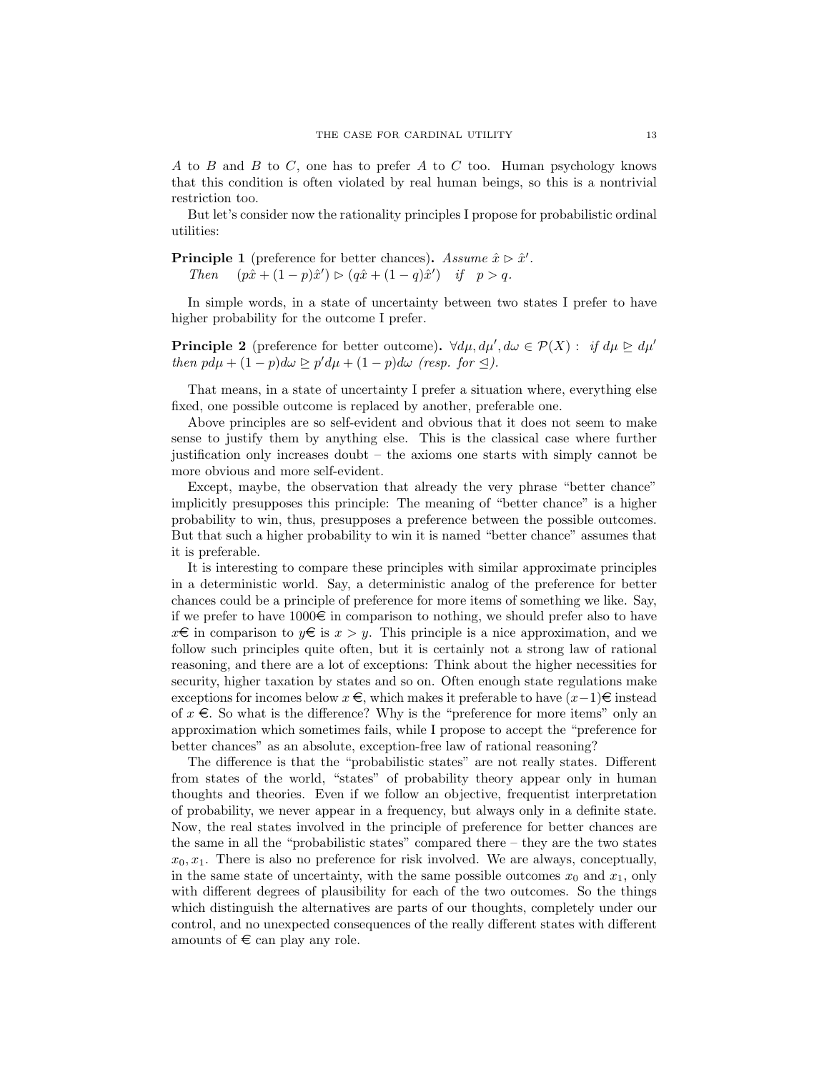$A$ to $B$ and $B$ to $C$, one has to prefer $A$ to $C$ too. Human psychology knows that this condition is often violated by real human beings, so this is a nontrivial restriction too.

But let's consider now the rationality principles I propose for probabilistic ordinal utilities:

**Principle 1** (preference for better chances)**.** *Assume* $\hat{x} \rhd \hat{x}'$.
*Then* $\quad (p\hat{x} + (1-p)\hat{x}') \rhd (q\hat{x} + (1-q)\hat{x}') \quad$ *if* $\quad p > q$.

In simple words, in a state of uncertainty between two states I prefer to have higher probability for the outcome I prefer.

**Principle 2** (preference for better outcome)**.** $\forall d\mu, d\mu', d\omega \in \mathcal{P}(X)$ : *if* $d\mu \unrhd d\mu'$ *then* $pd\mu + (1-p)d\omega \unrhd p'd\mu + (1-p)d\omega$ *(resp. for* $\unlhd$*).*

That means, in a state of uncertainty I prefer a situation where, everything else fixed, one possible outcome is replaced by another, preferable one.

Above principles are so self-evident and obvious that it does not seem to make sense to justify them by anything else. This is the classical case where further justification only increases doubt – the axioms one starts with simply cannot be more obvious and more self-evident.

Except, maybe, the observation that already the very phrase "better chance" implicitly presupposes this principle: The meaning of "better chance" is a higher probability to win, thus, presupposes a preference between the possible outcomes. But that such a higher probability to win it is named "better chance" assumes that it is preferable.

It is interesting to compare these principles with similar approximate principles in a deterministic world. Say, a deterministic analog of the preference for better chances could be a principle of preference for more items of something we like. Say, if we prefer to have 1000€ in comparison to nothing, we should prefer also to have $x$€ in comparison to $y$€ is $x > y$. This principle is a nice approximation, and we follow such principles quite often, but it is certainly not a strong law of rational reasoning, and there are a lot of exceptions: Think about the higher necessities for security, higher taxation by states and so on. Often enough state regulations make exceptions for incomes below $x$ €, which makes it preferable to have $(x-1)$€ instead of $x$ €. So what is the difference? Why is the "preference for more items" only an approximation which sometimes fails, while I propose to accept the "preference for better chances" as an absolute, exception-free law of rational reasoning?

The difference is that the "probabilistic states" are not really states. Different from states of the world, "states" of probability theory appear only in human thoughts and theories. Even if we follow an objective, frequentist interpretation of probability, we never appear in a frequency, but always only in a definite state. Now, the real states involved in the principle of preference for better chances are the same in all the "probabilistic states" compared there – they are the two states $x_0, x_1$. There is also no preference for risk involved. We are always, conceptually, in the same state of uncertainty, with the same possible outcomes $x_0$ and $x_1$, only with different degrees of plausibility for each of the two outcomes. So the things which distinguish the alternatives are parts of our thoughts, completely under our control, and no unexpected consequences of the really different states with different amounts of € can play any role.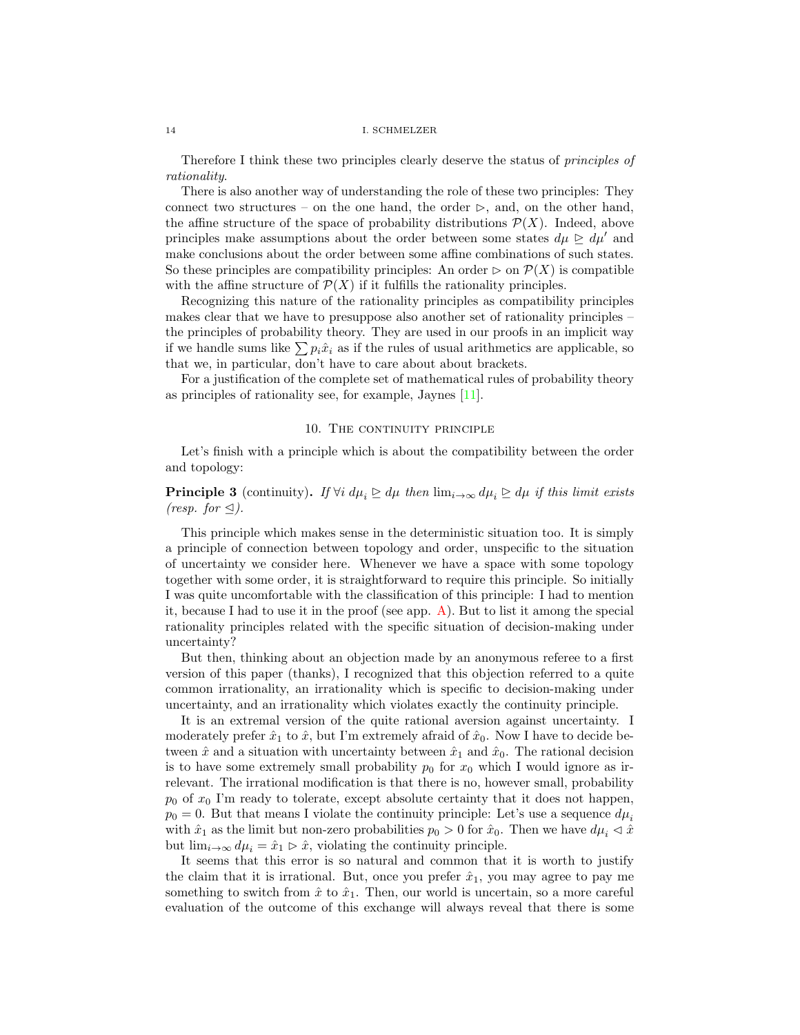Therefore I think these two principles clearly deserve the status of *principles of rationality*.

There is also another way of understanding the role of these two principles: They connect two structures – on the one hand, the order $\rhd$, and, on the other hand, the affine structure of the space of probability distributions $\mathcal{P}(X)$. Indeed, above principles make assumptions about the order between some states $d\mu \trianglerighteq d\mu'$ and make conclusions about the order between some affine combinations of such states. So these principles are compatibility principles: An order $\rhd$ on $\mathcal{P}(X)$ is compatible with the affine structure of $\mathcal{P}(X)$ if it fulfills the rationality principles.

Recognizing this nature of the rationality principles as compatibility principles makes clear that we have to presuppose also another set of rationality principles – the principles of probability theory. They are used in our proofs in an implicit way if we handle sums like $\sum p_i \hat{x}_i$ as if the rules of usual arithmetics are applicable, so that we, in particular, don't have to care about about brackets.

For a justification of the complete set of mathematical rules of probability theory as principles of rationality see, for example, Jaynes [11].

## 10. The continuity principle

Let's finish with a principle which is about the compatibility between the order and topology:

**Principle 3** (continuity)**.** *If $\forall i\; d\mu_i \trianglerighteq d\mu$ then $\lim_{i\to\infty} d\mu_i \trianglerighteq d\mu$ if this limit exists (resp. for $\trianglelefteq$).*

This principle which makes sense in the deterministic situation too. It is simply a principle of connection between topology and order, unspecific to the situation of uncertainty we consider here. Whenever we have a space with some topology together with some order, it is straightforward to require this principle. So initially I was quite uncomfortable with the classification of this principle: I had to mention it, because I had to use it in the proof (see app. A). But to list it among the special rationality principles related with the specific situation of decision-making under uncertainty?

But then, thinking about an objection made by an anonymous referee to a first version of this paper (thanks), I recognized that this objection referred to a quite common irrationality, an irrationality which is specific to decision-making under uncertainty, and an irrationality which violates exactly the continuity principle.

It is an extremal version of the quite rational aversion against uncertainty. I moderately prefer $\hat{x}_1$ to $\hat{x}$, but I'm extremely afraid of $\hat{x}_0$. Now I have to decide between $\hat{x}$ and a situation with uncertainty between $\hat{x}_1$ and $\hat{x}_0$. The rational decision is to have some extremely small probability $p_0$ for $x_0$ which I would ignore as irrelevant. The irrational modification is that there is no, however small, probability $p_0$ of $x_0$ I'm ready to tolerate, except absolute certainty that it does not happen, $p_0 = 0$. But that means I violate the continuity principle: Let's use a sequence $d\mu_i$ with $\hat{x}_1$ as the limit but non-zero probabilities $p_0 > 0$ for $\hat{x}_0$. Then we have $d\mu_i \lhd \hat{x}$ but $\lim_{i\to\infty} d\mu_i = \hat{x}_1 \rhd \hat{x}$, violating the continuity principle.

It seems that this error is so natural and common that it is worth to justify the claim that it is irrational. But, once you prefer $\hat{x}_1$, you may agree to pay me something to switch from $\hat{x}$ to $\hat{x}_1$. Then, our world is uncertain, so a more careful evaluation of the outcome of this exchange will always reveal that there is some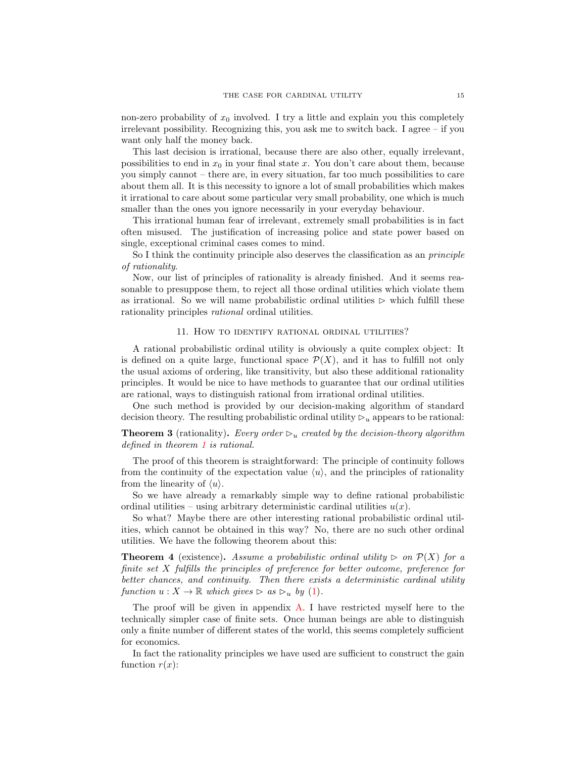non-zero probability of $x_0$ involved. I try a little and explain you this completely irrelevant possibility. Recognizing this, you ask me to switch back. I agree – if you want only half the money back.

This last decision is irrational, because there are also other, equally irrelevant, possibilities to end in $x_0$ in your final state $x$. You don't care about them, because you simply cannot – there are, in every situation, far too much possibilities to care about them all. It is this necessity to ignore a lot of small probabilities which makes it irrational to care about some particular very small probability, one which is much smaller than the ones you ignore necessarily in your everyday behaviour.

This irrational human fear of irrelevant, extremely small probabilities is in fact often misused. The justification of increasing police and state power based on single, exceptional criminal cases comes to mind.

So I think the continuity principle also deserves the classification as an *principle of rationality*.

Now, our list of principles of rationality is already finished. And it seems reasonable to presuppose them, to reject all those ordinal utilities which violate them as irrational. So we will name probabilistic ordinal utilities $\rhd$ which fulfill these rationality principles *rational* ordinal utilities.

## 11. How to identify rational ordinal utilities?

A rational probabilistic ordinal utility is obviously a quite complex object: It is defined on a quite large, functional space $\mathcal{P}(X)$, and it has to fulfill not only the usual axioms of ordering, like transitivity, but also these additional rationality principles. It would be nice to have methods to guarantee that our ordinal utilities are rational, ways to distinguish rational from irrational ordinal utilities.

One such method is provided by our decision-making algorithm of standard decision theory. The resulting probabilistic ordinal utility $\rhd_u$ appears to be rational:

**Theorem 3** (rationality)**.** *Every order $\rhd_u$ created by the decision-theory algorithm defined in theorem 1 is rational.*

The proof of this theorem is straightforward: The principle of continuity follows from the continuity of the expectation value $\langle u \rangle$, and the principles of rationality from the linearity of $\langle u \rangle$.

So we have already a remarkably simple way to define rational probabilistic ordinal utilities – using arbitrary deterministic cardinal utilities $u(x)$.

So what? Maybe there are other interesting rational probabilistic ordinal utilities, which cannot be obtained in this way? No, there are no such other ordinal utilities. We have the following theorem about this:

**Theorem 4** (existence)**.** *Assume a probabilistic ordinal utility $\rhd$ on $\mathcal{P}(X)$ for a finite set $X$ fulfills the principles of preference for better outcome, preference for better chances, and continuity. Then there exists a deterministic cardinal utility function $u : X \to \mathbb{R}$ which gives $\rhd$ as $\rhd_u$ by (1).*

The proof will be given in appendix A. I have restricted myself here to the technically simpler case of finite sets. Once human beings are able to distinguish only a finite number of different states of the world, this seems completely sufficient for economics.

In fact the rationality principles we have used are sufficient to construct the gain function $r(x)$: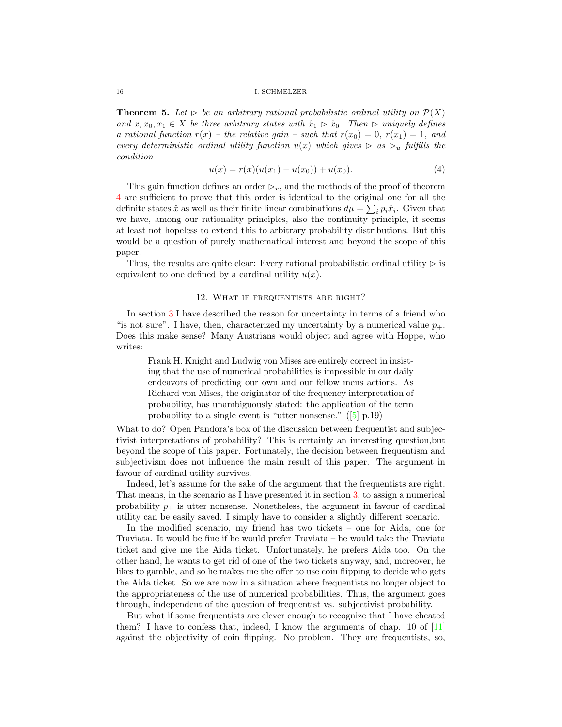**Theorem 5.** *Let $\rhd$ be an arbitrary rational probabilistic ordinal utility on $\mathcal{P}(X)$ and $x, x_0, x_1 \in X$ be three arbitrary states with $\hat{x}_1 \rhd \hat{x}_0$. Then $\rhd$ uniquely defines a rational function $r(x)$ – the relative gain – such that $r(x_0) = 0$, $r(x_1) = 1$, and every deterministic ordinal utility function $u(x)$ which gives $\rhd$ as $\rhd_u$ fulfills the condition*

$$u(x) = r(x)(u(x_1) - u(x_0)) + u(x_0). \tag{4}$$

This gain function defines an order $\rhd_r$, and the methods of the proof of theorem 4 are sufficient to prove that this order is identical to the original one for all the definite states $\hat{x}$ as well as their finite linear combinations $d\mu = \sum_i p_i \hat{x}_i$. Given that we have, among our rationality principles, also the continuity principle, it seems at least not hopeless to extend this to arbitrary probability distributions. But this would be a question of purely mathematical interest and beyond the scope of this paper.

Thus, the results are quite clear: Every rational probabilistic ordinal utility $\rhd$ is equivalent to one defined by a cardinal utility $u(x)$.

## 12. What if frequentists are right?

In section 3 I have described the reason for uncertainty in terms of a friend who "is not sure". I have, then, characterized my uncertainty by a numerical value $p_+$. Does this make sense? Many Austrians would object and agree with Hoppe, who writes:

> Frank H. Knight and Ludwig von Mises are entirely correct in insisting that the use of numerical probabilities is impossible in our daily endeavors of predicting our own and our fellow mens actions. As Richard von Mises, the originator of the frequency interpretation of probability, has unambiguously stated: the application of the term probability to a single event is "utter nonsense." ([5] p.19)

What to do? Open Pandora's box of the discussion between frequentist and subjectivist interpretations of probability? This is certainly an interesting question,but beyond the scope of this paper. Fortunately, the decision between frequentism and subjectivism does not influence the main result of this paper. The argument in favour of cardinal utility survives.

Indeed, let's assume for the sake of the argument that the frequentists are right. That means, in the scenario as I have presented it in section 3, to assign a numerical probability $p_+$ is utter nonsense. Nonetheless, the argument in favour of cardinal utility can be easily saved. I simply have to consider a slightly different scenario.

In the modified scenario, my friend has two tickets – one for Aida, one for Traviata. It would be fine if he would prefer Traviata – he would take the Traviata ticket and give me the Aida ticket. Unfortunately, he prefers Aida too. On the other hand, he wants to get rid of one of the two tickets anyway, and, moreover, he likes to gamble, and so he makes me the offer to use coin flipping to decide who gets the Aida ticket. So we are now in a situation where frequentists no longer object to the appropriateness of the use of numerical probabilities. Thus, the argument goes through, independent of the question of frequentist vs. subjectivist probability.

But what if some frequentists are clever enough to recognize that I have cheated them? I have to confess that, indeed, I know the arguments of chap. 10 of [11] against the objectivity of coin flipping. No problem. They are frequentists, so,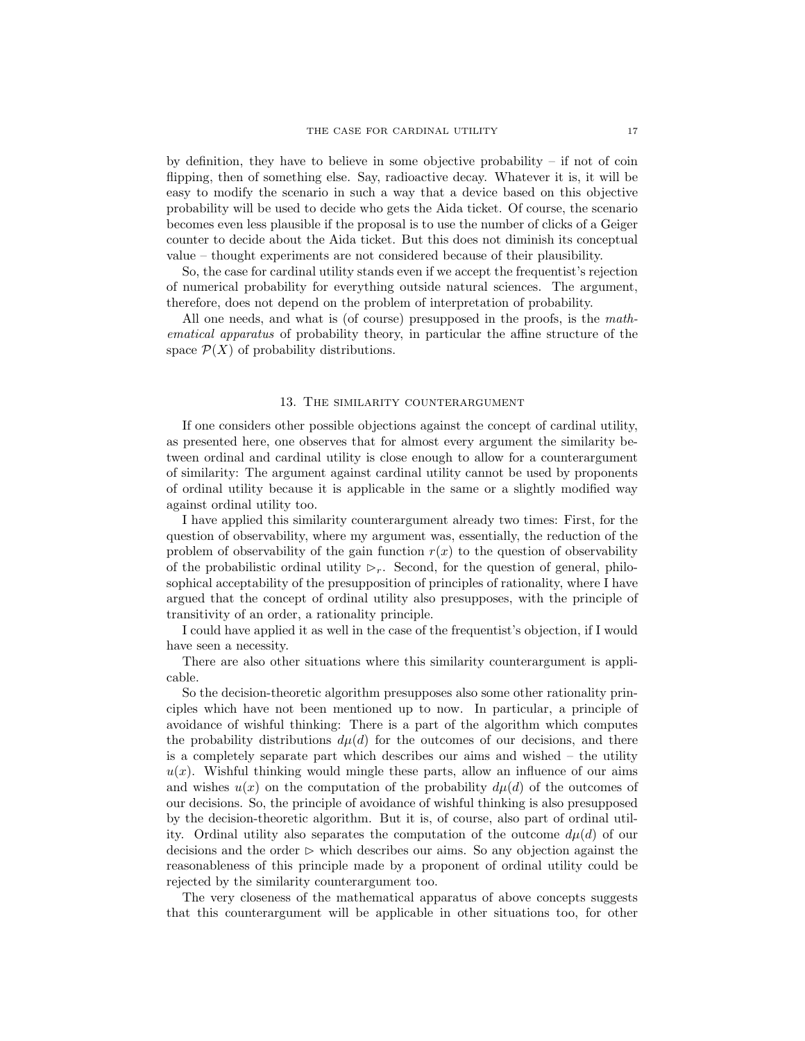by definition, they have to believe in some objective probability – if not of coin flipping, then of something else. Say, radioactive decay. Whatever it is, it will be easy to modify the scenario in such a way that a device based on this objective probability will be used to decide who gets the Aida ticket. Of course, the scenario becomes even less plausible if the proposal is to use the number of clicks of a Geiger counter to decide about the Aida ticket. But this does not diminish its conceptual value – thought experiments are not considered because of their plausibility.

So, the case for cardinal utility stands even if we accept the frequentist's rejection of numerical probability for everything outside natural sciences. The argument, therefore, does not depend on the problem of interpretation of probability.

All one needs, and what is (of course) presupposed in the proofs, is the *mathematical apparatus* of probability theory, in particular the affine structure of the space $\mathcal{P}(X)$ of probability distributions.

## 13. The similarity counterargument

If one considers other possible objections against the concept of cardinal utility, as presented here, one observes that for almost every argument the similarity between ordinal and cardinal utility is close enough to allow for a counterargument of similarity: The argument against cardinal utility cannot be used by proponents of ordinal utility because it is applicable in the same or a slightly modified way against ordinal utility too.

I have applied this similarity counterargument already two times: First, for the question of observability, where my argument was, essentially, the reduction of the problem of observability of the gain function $r(x)$ to the question of observability of the probabilistic ordinal utility $\rhd_r$. Second, for the question of general, philosophical acceptability of the presupposition of principles of rationality, where I have argued that the concept of ordinal utility also presupposes, with the principle of transitivity of an order, a rationality principle.

I could have applied it as well in the case of the frequentist's objection, if I would have seen a necessity.

There are also other situations where this similarity counterargument is applicable.

So the decision-theoretic algorithm presupposes also some other rationality principles which have not been mentioned up to now. In particular, a principle of avoidance of wishful thinking: There is a part of the algorithm which computes the probability distributions $d\mu(d)$ for the outcomes of our decisions, and there is a completely separate part which describes our aims and wished – the utility $u(x)$. Wishful thinking would mingle these parts, allow an influence of our aims and wishes $u(x)$ on the computation of the probability $d\mu(d)$ of the outcomes of our decisions. So, the principle of avoidance of wishful thinking is also presupposed by the decision-theoretic algorithm. But it is, of course, also part of ordinal utility. Ordinal utility also separates the computation of the outcome $d\mu(d)$ of our decisions and the order $\rhd$ which describes our aims. So any objection against the reasonableness of this principle made by a proponent of ordinal utility could be rejected by the similarity counterargument too.

The very closeness of the mathematical apparatus of above concepts suggests that this counterargument will be applicable in other situations too, for other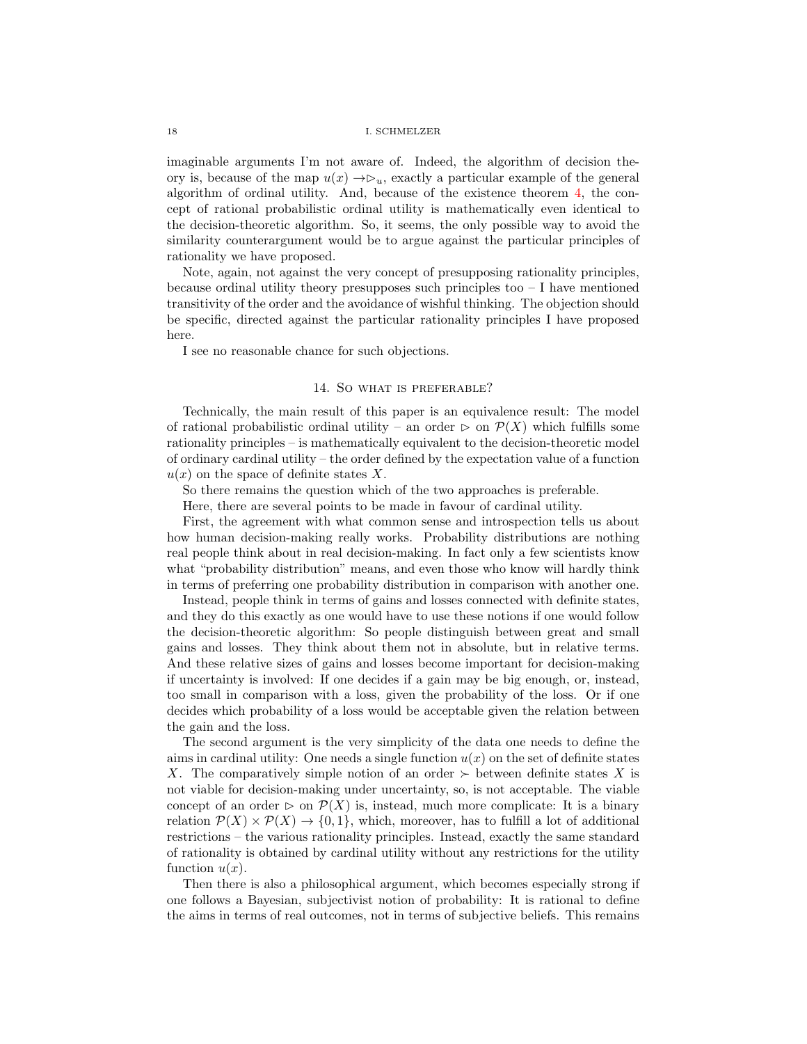imaginable arguments I'm not aware of. Indeed, the algorithm of decision theory is, because of the map $u(x) \to \rhd_u$, exactly a particular example of the general algorithm of ordinal utility. And, because of the existence theorem 4, the concept of rational probabilistic ordinal utility is mathematically even identical to the decision-theoretic algorithm. So, it seems, the only possible way to avoid the similarity counterargument would be to argue against the particular principles of rationality we have proposed.

Note, again, not against the very concept of presupposing rationality principles, because ordinal utility theory presupposes such principles too – I have mentioned transitivity of the order and the avoidance of wishful thinking. The objection should be specific, directed against the particular rationality principles I have proposed here.

I see no reasonable chance for such objections.

## 14. So what is preferable?

Technically, the main result of this paper is an equivalence result: The model of rational probabilistic ordinal utility – an order $\rhd$ on $\mathcal{P}(X)$ which fulfills some rationality principles – is mathematically equivalent to the decision-theoretic model of ordinary cardinal utility – the order defined by the expectation value of a function $u(x)$ on the space of definite states $X$.

So there remains the question which of the two approaches is preferable.

Here, there are several points to be made in favour of cardinal utility.

First, the agreement with what common sense and introspection tells us about how human decision-making really works. Probability distributions are nothing real people think about in real decision-making. In fact only a few scientists know what "probability distribution" means, and even those who know will hardly think in terms of preferring one probability distribution in comparison with another one.

Instead, people think in terms of gains and losses connected with definite states, and they do this exactly as one would have to use these notions if one would follow the decision-theoretic algorithm: So people distinguish between great and small gains and losses. They think about them not in absolute, but in relative terms. And these relative sizes of gains and losses become important for decision-making if uncertainty is involved: If one decides if a gain may be big enough, or, instead, too small in comparison with a loss, given the probability of the loss. Or if one decides which probability of a loss would be acceptable given the relation between the gain and the loss.

The second argument is the very simplicity of the data one needs to define the aims in cardinal utility: One needs a single function $u(x)$ on the set of definite states $X$. The comparatively simple notion of an order $\succ$ between definite states $X$ is not viable for decision-making under uncertainty, so, is not acceptable. The viable concept of an order $\rhd$ on $\mathcal{P}(X)$ is, instead, much more complicate: It is a binary relation $\mathcal{P}(X) \times \mathcal{P}(X) \to \{0, 1\}$, which, moreover, has to fulfill a lot of additional restrictions – the various rationality principles. Instead, exactly the same standard of rationality is obtained by cardinal utility without any restrictions for the utility function $u(x)$.

Then there is also a philosophical argument, which becomes especially strong if one follows a Bayesian, subjectivist notion of probability: It is rational to define the aims in terms of real outcomes, not in terms of subjective beliefs. This remains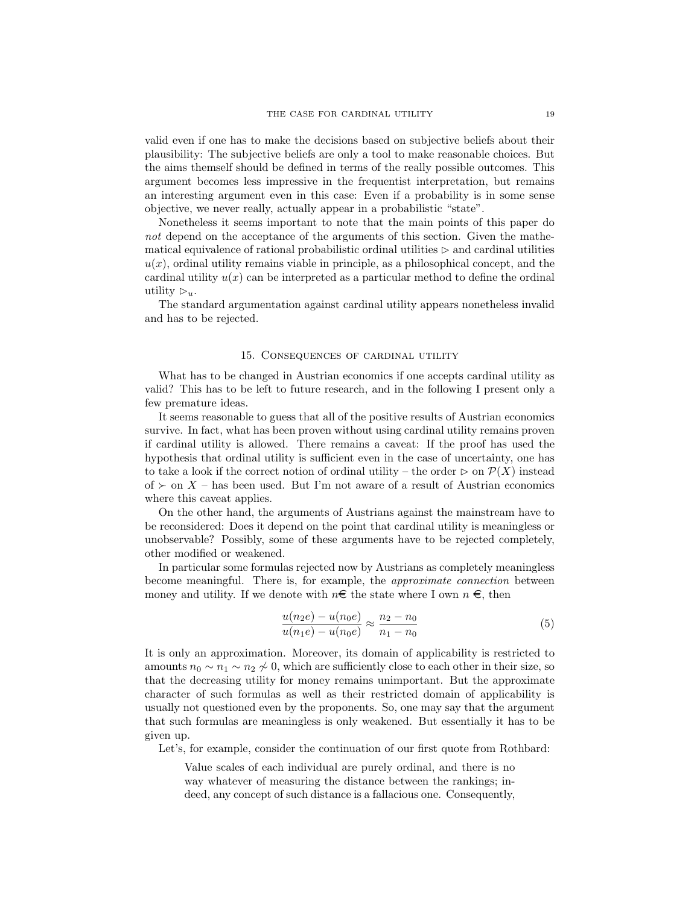valid even if one has to make the decisions based on subjective beliefs about their plausibility: The subjective beliefs are only a tool to make reasonable choices. But the aims themself should be defined in terms of the really possible outcomes. This argument becomes less impressive in the frequentist interpretation, but remains an interesting argument even in this case: Even if a probability is in some sense objective, we never really, actually appear in a probabilistic "state".

Nonetheless it seems important to note that the main points of this paper do *not* depend on the acceptance of the arguments of this section. Given the mathematical equivalence of rational probabilistic ordinal utilities $\rhd$ and cardinal utilities $u(x)$, ordinal utility remains viable in principle, as a philosophical concept, and the cardinal utility $u(x)$ can be interpreted as a particular method to define the ordinal utility $\rhd_u$.

The standard argumentation against cardinal utility appears nonetheless invalid and has to be rejected.

## 15. Consequences of cardinal utility

What has to be changed in Austrian economics if one accepts cardinal utility as valid? This has to be left to future research, and in the following I present only a few premature ideas.

It seems reasonable to guess that all of the positive results of Austrian economics survive. In fact, what has been proven without using cardinal utility remains proven if cardinal utility is allowed. There remains a caveat: If the proof has used the hypothesis that ordinal utility is sufficient even in the case of uncertainty, one has to take a look if the correct notion of ordinal utility – the order $\rhd$ on $\mathcal{P}(X)$ instead of $\succ$ on $X$ – has been used. But I'm not aware of a result of Austrian economics where this caveat applies.

On the other hand, the arguments of Austrians against the mainstream have to be reconsidered: Does it depend on the point that cardinal utility is meaningless or unobservable? Possibly, some of these arguments have to be rejected completely, other modified or weakened.

In particular some formulas rejected now by Austrians as completely meaningless become meaningful. There is, for example, the *approximate connection* between money and utility. If we denote with $n€$ the state where I own $n$ €, then

$$\frac{u(n_2 e) - u(n_0 e)}{u(n_1 e) - u(n_0 e)} \approx \frac{n_2 - n_0}{n_1 - n_0} \tag{5}$$

It is only an approximation. Moreover, its domain of applicability is restricted to amounts $n_0 \sim n_1 \sim n_2 \not\sim 0$, which are sufficiently close to each other in their size, so that the decreasing utility for money remains unimportant. But the approximate character of such formulas as well as their restricted domain of applicability is usually not questioned even by the proponents. So, one may say that the argument that such formulas are meaningless is only weakened. But essentially it has to be given up.

Let's, for example, consider the continuation of our first quote from Rothbard:

> Value scales of each individual are purely ordinal, and there is no way whatever of measuring the distance between the rankings; indeed, any concept of such distance is a fallacious one. Consequently,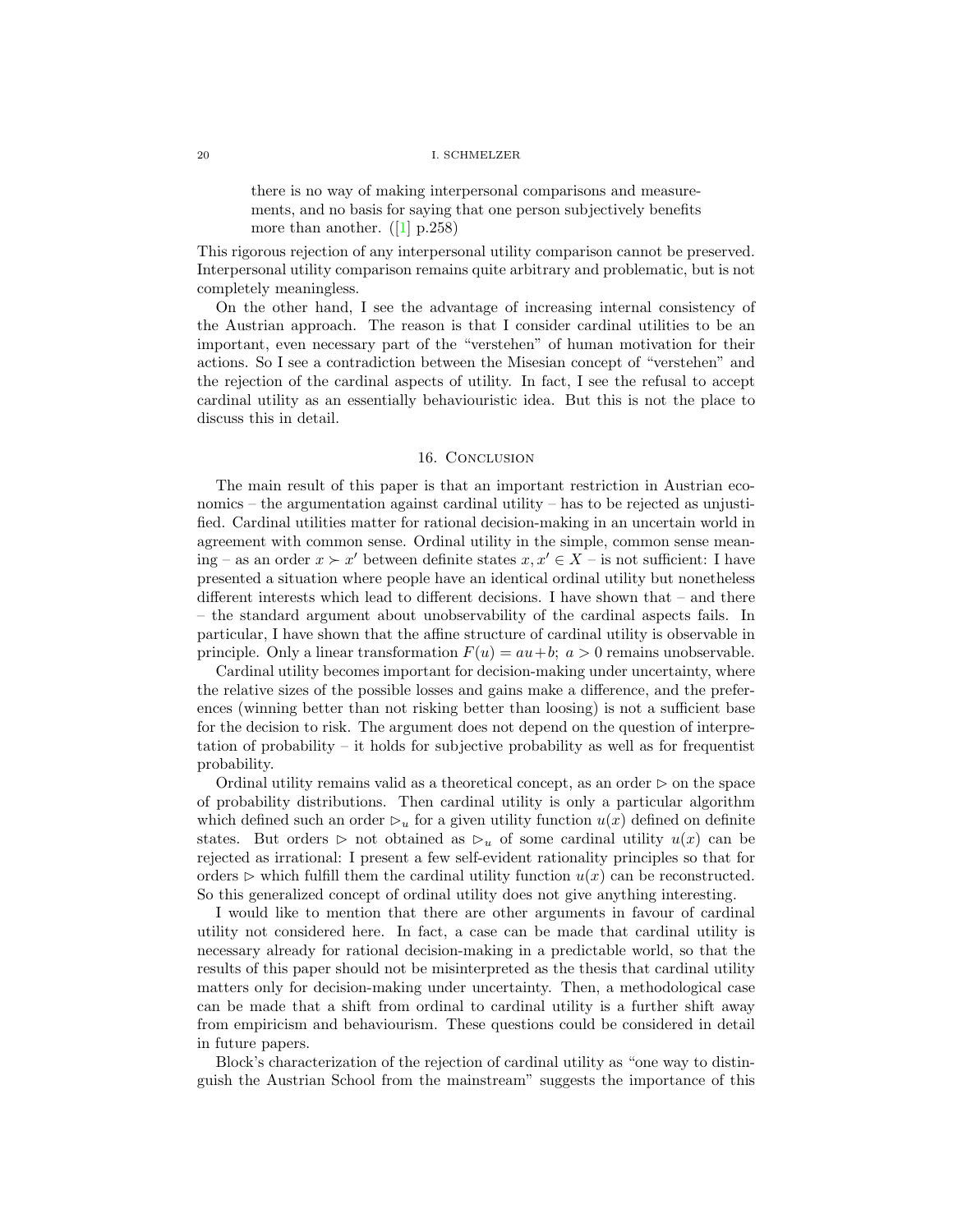> there is no way of making interpersonal comparisons and measurements, and no basis for saying that one person subjectively benefits more than another. ([1] p.258)

This rigorous rejection of any interpersonal utility comparison cannot be preserved. Interpersonal utility comparison remains quite arbitrary and problematic, but is not completely meaningless.

On the other hand, I see the advantage of increasing internal consistency of the Austrian approach. The reason is that I consider cardinal utilities to be an important, even necessary part of the "verstehen" of human motivation for their actions. So I see a contradiction between the Misesian concept of "verstehen" and the rejection of the cardinal aspects of utility. In fact, I see the refusal to accept cardinal utility as an essentially behaviouristic idea. But this is not the place to discuss this in detail.

## 16. Conclusion

The main result of this paper is that an important restriction in Austrian economics – the argumentation against cardinal utility – has to be rejected as unjustified. Cardinal utilities matter for rational decision-making in an uncertain world in agreement with common sense. Ordinal utility in the simple, common sense meaning – as an order $x \succ x'$ between definite states $x, x' \in X$ – is not sufficient: I have presented a situation where people have an identical ordinal utility but nonetheless different interests which lead to different decisions. I have shown that – and there – the standard argument about unobservability of the cardinal aspects fails. In particular, I have shown that the affine structure of cardinal utility is observable in principle. Only a linear transformation $F(u) = au+b;\ a > 0$ remains unobservable.

Cardinal utility becomes important for decision-making under uncertainty, where the relative sizes of the possible losses and gains make a difference, and the preferences (winning better than not risking better than loosing) is not a sufficient base for the decision to risk. The argument does not depend on the question of interpretation of probability – it holds for subjective probability as well as for frequentist probability.

Ordinal utility remains valid as a theoretical concept, as an order $\rhd$ on the space of probability distributions. Then cardinal utility is only a particular algorithm which defined such an order $\rhd_u$ for a given utility function $u(x)$ defined on definite states. But orders $\rhd$ not obtained as $\rhd_u$ of some cardinal utility $u(x)$ can be rejected as irrational: I present a few self-evident rationality principles so that for orders $\rhd$ which fulfill them the cardinal utility function $u(x)$ can be reconstructed. So this generalized concept of ordinal utility does not give anything interesting.

I would like to mention that there are other arguments in favour of cardinal utility not considered here. In fact, a case can be made that cardinal utility is necessary already for rational decision-making in a predictable world, so that the results of this paper should not be misinterpreted as the thesis that cardinal utility matters only for decision-making under uncertainty. Then, a methodological case can be made that a shift from ordinal to cardinal utility is a further shift away from empiricism and behaviourism. These questions could be considered in detail in future papers.

Block's characterization of the rejection of cardinal utility as "one way to distinguish the Austrian School from the mainstream" suggests the importance of this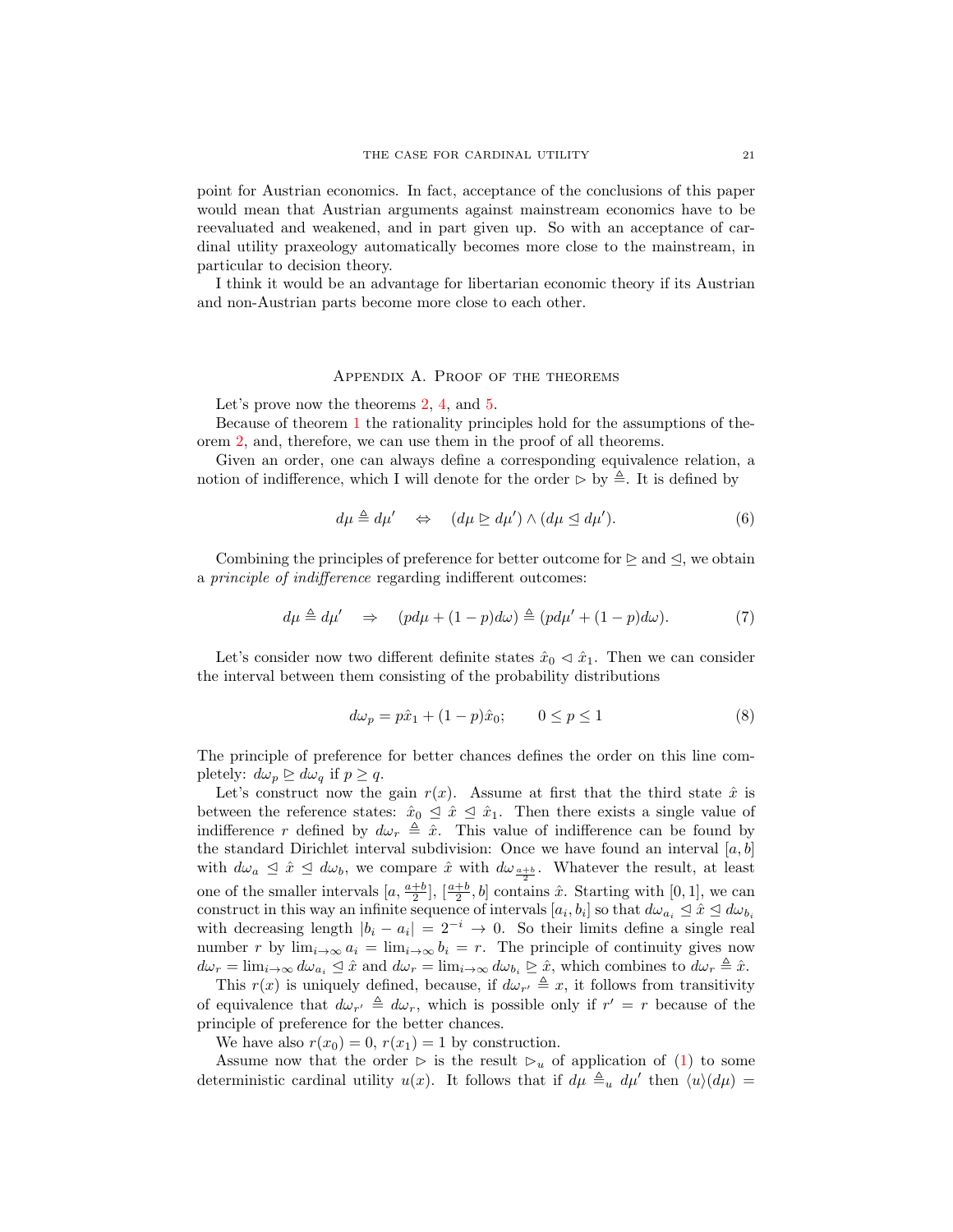point for Austrian economics. In fact, acceptance of the conclusions of this paper would mean that Austrian arguments against mainstream economics have to be reevaluated and weakened, and in part given up. So with an acceptance of cardinal utility praxeology automatically becomes more close to the mainstream, in particular to decision theory.

I think it would be an advantage for libertarian economic theory if its Austrian and non-Austrian parts become more close to each other.

## Appendix A. Proof of the theorems

Let's prove now the theorems 2, 4, and 5.

Because of theorem 1 the rationality principles hold for the assumptions of theorem 2, and, therefore, we can use them in the proof of all theorems.

Given an order, one can always define a corresponding equivalence relation, a notion of indifference, which I will denote for the order $\rhd$ by $\triangleq$. It is defined by

$$d\mu \triangleq d\mu' \quad \Leftrightarrow \quad (d\mu \trianglerighteq d\mu') \wedge (d\mu \trianglelefteq d\mu'). \tag{6}$$

Combining the principles of preference for better outcome for $\trianglerighteq$ and $\trianglelefteq$, we obtain a *principle of indifference* regarding indifferent outcomes:

$$d\mu \triangleq d\mu' \quad \Rightarrow \quad (pd\mu + (1-p)d\omega) \triangleq (pd\mu' + (1-p)d\omega). \tag{7}$$

Let's consider now two different definite states $\hat{x}_0 \lhd \hat{x}_1$. Then we can consider the interval between them consisting of the probability distributions

$$d\omega_p = p\hat{x}_1 + (1-p)\hat{x}_0; \qquad 0 \leq p \leq 1 \tag{8}$$

The principle of preference for better chances defines the order on this line completely: $d\omega_p \trianglerighteq d\omega_q$ if $p \geq q$.

Let's construct now the gain $r(x)$. Assume at first that the third state $\hat{x}$ is between the reference states: $\hat{x}_0 \trianglelefteq \hat{x} \trianglelefteq \hat{x}_1$. Then there exists a single value of indifference $r$ defined by $d\omega_r \triangleq \hat{x}$. This value of indifference can be found by the standard Dirichlet interval subdivision: Once we have found an interval $[a,b]$ with $d\omega_a \trianglelefteq \hat{x} \trianglelefteq d\omega_b$, we compare $\hat{x}$ with $d\omega_{\frac{a+b}{2}}$. Whatever the result, at least one of the smaller intervals $[a, \frac{a+b}{2}]$, $[\frac{a+b}{2}, b]$ contains $\hat{x}$. Starting with $[0,1]$, we can construct in this way an infinite sequence of intervals $[a_i, b_i]$ so that $d\omega_{a_i} \trianglelefteq \hat{x} \trianglelefteq d\omega_{b_i}$ with decreasing length $|b_i - a_i| = 2^{-i} \to 0$. So their limits define a single real number $r$ by $\lim_{i\to\infty} a_i = \lim_{i\to\infty} b_i = r$. The principle of continuity gives now $d\omega_r = \lim_{i\to\infty} d\omega_{a_i} \trianglelefteq \hat{x}$ and $d\omega_r = \lim_{i\to\infty} d\omega_{b_i} \trianglerighteq \hat{x}$, which combines to $d\omega_r \triangleq \hat{x}$.

This $r(x)$ is uniquely defined, because, if $d\omega_{r'} \triangleq x$, it follows from transitivity of equivalence that $d\omega_{r'} \triangleq d\omega_r$, which is possible only if $r' = r$ because of the principle of preference for the better chances.

We have also $r(x_0) = 0$, $r(x_1) = 1$ by construction.

Assume now that the order $\rhd$ is the result $\rhd_u$ of application of (1) to some deterministic cardinal utility $u(x)$. It follows that if $d\mu \triangleq_u d\mu'$ then $\langle u\rangle(d\mu) =$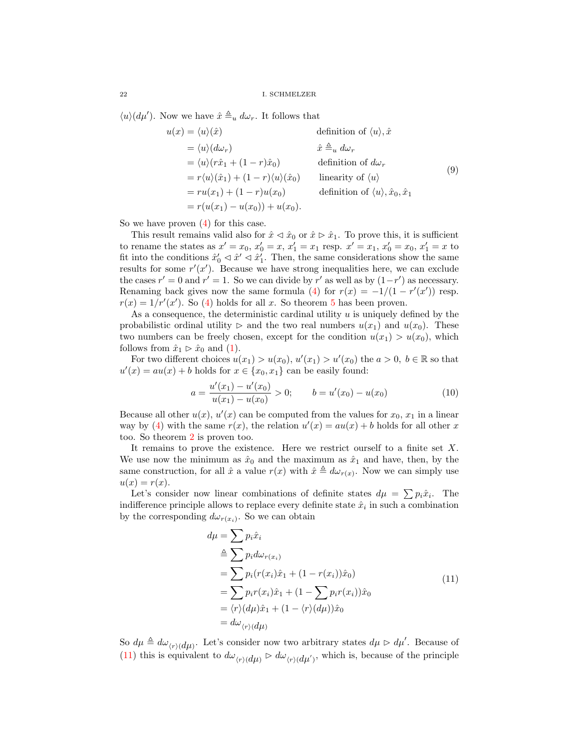$\langle u\rangle(d\mu')$. Now we have $\hat{x} \triangleq_u d\omega_r$. It follows that

$$
\begin{aligned}
u(x) &= \langle u\rangle(\hat{x}) && \text{definition of } \langle u\rangle, \hat{x} \\
&= \langle u\rangle(d\omega_r) && \hat{x} \triangleq_u d\omega_r \\
&= \langle u\rangle(r\hat{x}_1 + (1-r)\hat{x}_0) && \text{definition of } d\omega_r \\
&= r\langle u\rangle(\hat{x}_1) + (1-r)\langle u\rangle(\hat{x}_0) && \text{linearity of } \langle u\rangle \\
&= ru(x_1) + (1-r)u(x_0) && \text{definition of } \langle u\rangle, \hat{x}_0, \hat{x}_1 \\
&= r(u(x_1) - u(x_0)) + u(x_0).
\end{aligned} \tag{9}
$$

So we have proven (4) for this case.

This result remains valid also for $\hat{x} \lhd \hat{x}_0$ or $\hat{x} \rhd \hat{x}_1$. To prove this, it is sufficient to rename the states as $x' = x_0$, $x'_0 = x$, $x'_1 = x_1$ resp. $x' = x_1$, $x'_0 = x_0$, $x'_1 = x$ to fit into the conditions $\hat{x}'_0 \lhd \hat{x}' \lhd \hat{x}'_1$. Then, the same considerations show the same results for some $r'(x')$. Because we have strong inequalities here, we can exclude the cases $r' = 0$ and $r' = 1$. So we can divide by $r'$ as well as by $(1-r')$ as necessary. Renaming back gives now the same formula (4) for $r(x) = -1/(1 - r'(x'))$ resp. $r(x) = 1/r'(x')$. So (4) holds for all $x$. So theorem 5 has been proven.

As a consequence, the deterministic cardinal utility $u$ is uniquely defined by the probabilistic ordinal utility $\rhd$ and the two real numbers $u(x_1)$ and $u(x_0)$. These two numbers can be freely chosen, except for the condition $u(x_1) > u(x_0)$, which follows from $\hat{x}_1 \rhd \hat{x}_0$ and (1).

For two different choices $u(x_1) > u(x_0)$, $u'(x_1) > u'(x_0)$ the $a > 0$, $b \in \mathbb{R}$ so that $u'(x) = au(x) + b$ holds for $x \in \{x_0, x_1\}$ can be easily found:

$$
a = \frac{u'(x_1) - u'(x_0)}{u(x_1) - u(x_0)} > 0; \qquad b = u'(x_0) - u(x_0) \tag{10}
$$

Because all other $u(x)$, $u'(x)$ can be computed from the values for $x_0$, $x_1$ in a linear way by (4) with the same $r(x)$, the relation $u'(x) = au(x) + b$ holds for all other $x$ too. So theorem 2 is proven too.

It remains to prove the existence. Here we restrict ourself to a finite set $X$. We use now the minimum as $\hat{x}_0$ and the maximum as $\hat{x}_1$ and have, then, by the same construction, for all $\hat{x}$ a value $r(x)$ with $\hat{x} \triangleq d\omega_{r(x)}$. Now we can simply use $u(x) = r(x)$.

Let's consider now linear combinations of definite states $d\mu = \sum p_i \hat{x}_i$. The indifference principle allows to replace every definite state $\hat{x}_i$ in such a combination by the corresponding $d\omega_{r(x_i)}$. So we can obtain

$$
\begin{aligned}
d\mu &= \sum p_i \hat{x}_i \\
&\triangleq \sum p_i d\omega_{r(x_i)} \\
&= \sum p_i (r(x_i)\hat{x}_1 + (1 - r(x_i))\hat{x}_0) \\
&= \sum p_i r(x_i)\hat{x}_1 + (1 - \sum p_i r(x_i))\hat{x}_0 \\
&= \langle r\rangle(d\mu)\hat{x}_1 + (1 - \langle r\rangle(d\mu))\hat{x}_0 \\
&= d\omega_{\langle r\rangle(d\mu)}
\end{aligned} \tag{11}
$$

So $d\mu \triangleq d\omega_{\langle r\rangle(d\mu)}$. Let's consider now two arbitrary states $d\mu \rhd d\mu'$. Because of (11) this is equivalent to $d\omega_{\langle r\rangle(d\mu)} \rhd d\omega_{\langle r\rangle(d\mu')}$, which is, because of the principle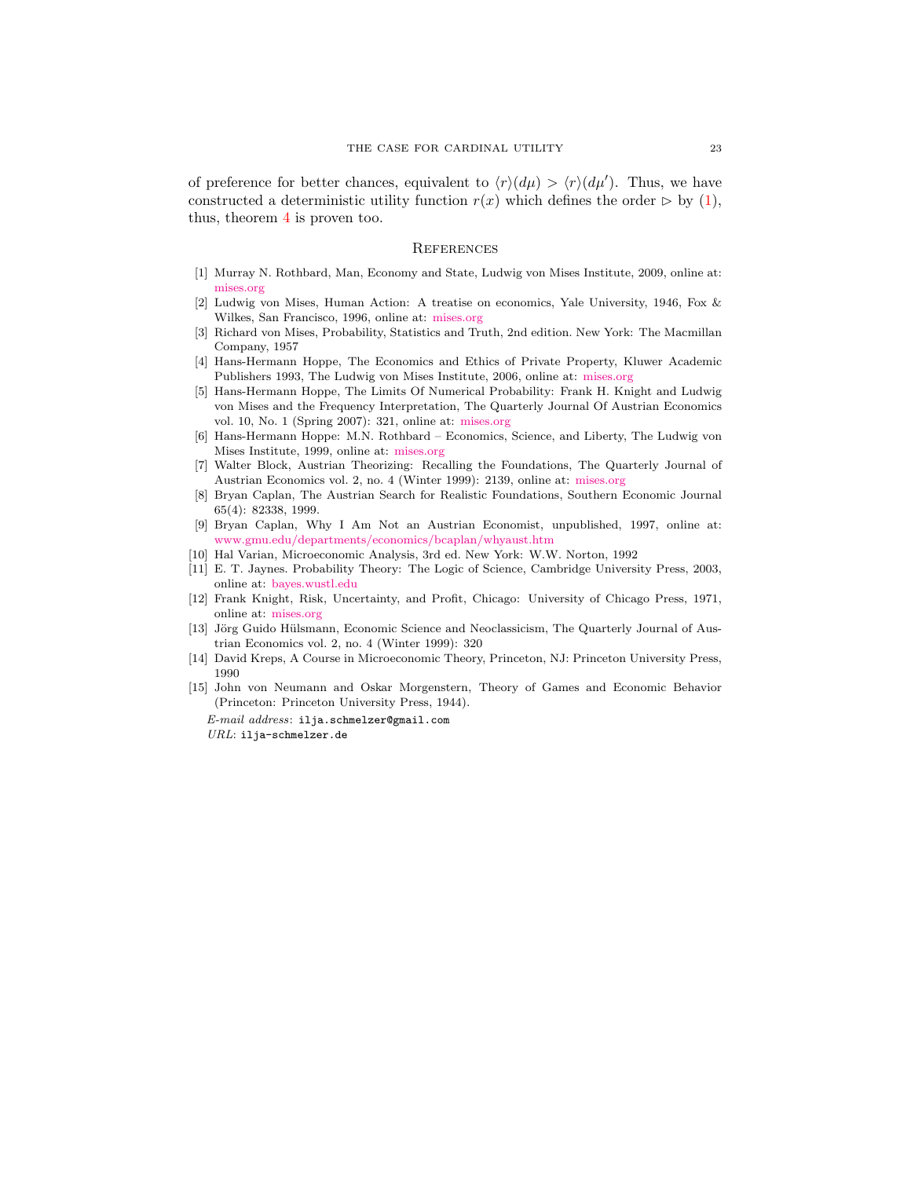of preference for better chances, equivalent to $\langle r\rangle(d\mu) > \langle r\rangle(d\mu')$. Thus, we have constructed a deterministic utility function $r(x)$ which defines the order $\rhd$ by (1), thus, theorem 4 is proven too.

## References

[1] Murray N. Rothbard, Man, Economy and State, Ludwig von Mises Institute, 2009, online at: mises.org

[2] Ludwig von Mises, Human Action: A treatise on economics, Yale University, 1946, Fox & Wilkes, San Francisco, 1996, online at: mises.org

[3] Richard von Mises, Probability, Statistics and Truth, 2nd edition. New York: The Macmillan Company, 1957

[4] Hans-Hermann Hoppe, The Economics and Ethics of Private Property, Kluwer Academic Publishers 1993, The Ludwig von Mises Institute, 2006, online at: mises.org

[5] Hans-Hermann Hoppe, The Limits Of Numerical Probability: Frank H. Knight and Ludwig von Mises and the Frequency Interpretation, The Quarterly Journal Of Austrian Economics vol. 10, No. 1 (Spring 2007): 321, online at: mises.org

[6] Hans-Hermann Hoppe: M.N. Rothbard – Economics, Science, and Liberty, The Ludwig von Mises Institute, 1999, online at: mises.org

[7] Walter Block, Austrian Theorizing: Recalling the Foundations, The Quarterly Journal of Austrian Economics vol. 2, no. 4 (Winter 1999): 2139, online at: mises.org

[8] Bryan Caplan, The Austrian Search for Realistic Foundations, Southern Economic Journal 65(4): 82338, 1999.

[9] Bryan Caplan, Why I Am Not an Austrian Economist, unpublished, 1997, online at: www.gmu.edu/departments/economics/bcaplan/whyaust.htm

[10] Hal Varian, Microeconomic Analysis, 3rd ed. New York: W.W. Norton, 1992

[11] E. T. Jaynes. Probability Theory: The Logic of Science, Cambridge University Press, 2003, online at: bayes.wustl.edu

[12] Frank Knight, Risk, Uncertainty, and Profit, Chicago: University of Chicago Press, 1971, online at: mises.org

[13] Jörg Guido Hülsmann, Economic Science and Neoclassicism, The Quarterly Journal of Austrian Economics vol. 2, no. 4 (Winter 1999): 320

[14] David Kreps, A Course in Microeconomic Theory, Princeton, NJ: Princeton University Press, 1990

[15] John von Neumann and Oskar Morgenstern, Theory of Games and Economic Behavior (Princeton: Princeton University Press, 1944).

*E-mail address*: ilja.schmelzer@gmail.com

*URL*: ilja-schmelzer.de